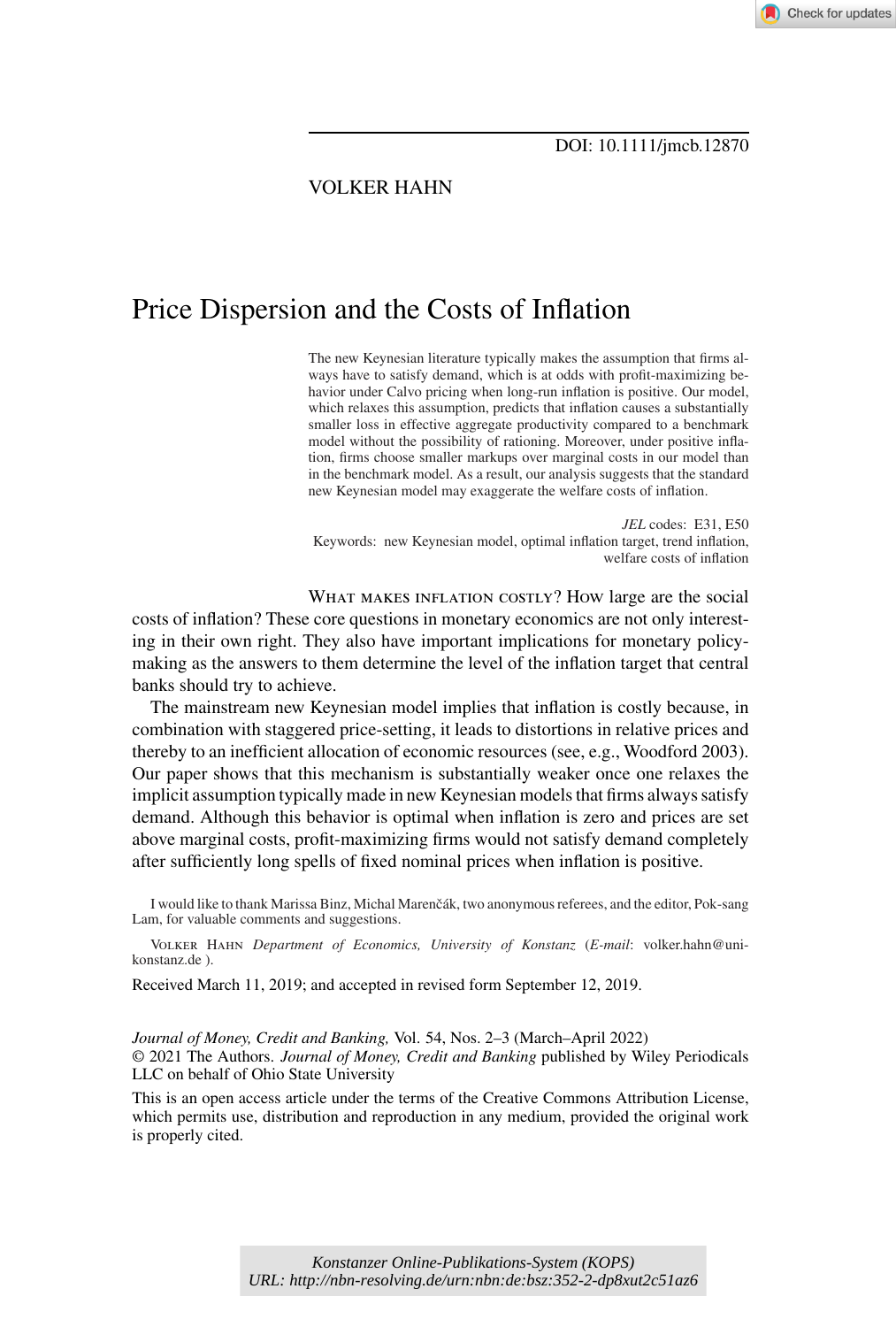DOI: 10.1111/jmcb.12870

VOLKER HAHN

# Price Dispersion and the Costs of Inflation

The new Keynesian literature typically makes the assumption that firms always have to satisfy demand, which is at odds with profit-maximizing behavior under Calvo pricing when long-run inflation is positive. Our model, which relaxes this assumption, predicts that inflation causes a substantially smaller loss in effective aggregate productivity compared to a benchmark model without the possibility of rationing. Moreover, under positive inflation, firms choose smaller markups over marginal costs in our model than in the benchmark model. As a result, our analysis suggests that the standard new Keynesian model may exaggerate the welfare costs of inflation.

*JEL* codes: E31, E50

Keywords: new Keynesian model, optimal inflation target, trend inflation, welfare costs of inflation

WHAT MAKES INFLATION COSTLY? How large are the social costs of inflation? These core questions in monetary economics are not only interesting in their own right. They also have important implications for monetary policy-making as the answers to them determine the level of the inflation target that central banks should try to achieve.

The mainstream new Keynesian model implies that inflation is costly because, in combination with staggered price-setting, it leads to distortions in relative prices and thereby to an inefficient allocation of economic resources (see, e.g., Woodford 2003). Our paper shows that this mechanism is substantially weaker once one relaxes the implicit assumption typically made in new Keynesian models that firms always satisfy demand. Although this behavior is optimal when inflation is zero and prices are set above marginal costs, profit-maximizing firms would not satisfy demand completely after sufficiently long spells of fixed nominal prices when inflation is positive.

I would like to thank Marissa Binz, Michal Marenčák, two anonymous referees, and the editor, Pok-sang Lam, for valuable comments and suggestions.

VOLKER HAHN *Department of Economics, University of Konstanz* (*E-mail*: volker.hahn@uni-konstanz.de ).

Received March 11, 2019; and accepted in revised form September 12, 2019.

*Journal of Money, Credit and Banking,* Vol. 54, Nos. 2–3 (March–April 2022)
© 2021 The Authors. *Journal of Money, Credit and Banking* published by Wiley Periodicals LLC on behalf of Ohio State University

This is an open access article under the terms of the Creative Commons Attribution License, which permits use, distribution and reproduction in any medium, provided the original work is properly cited.

*Konstanzer Online-Publikations-System (KOPS)*
*URL: http://nbn-resolving.de/urn:nbn:de:bsz:352-2-dp8xut2c51az6*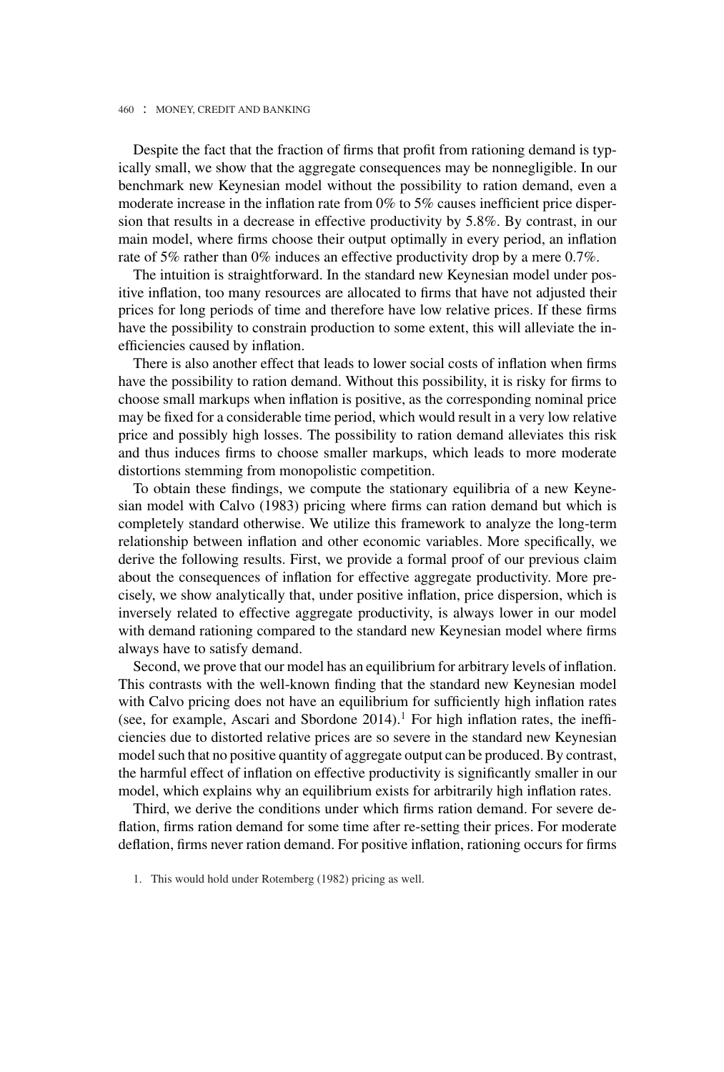Despite the fact that the fraction of firms that profit from rationing demand is typically small, we show that the aggregate consequences may be nonnegligible. In our benchmark new Keynesian model without the possibility to ration demand, even a moderate increase in the inflation rate from 0% to 5% causes inefficient price dispersion that results in a decrease in effective productivity by 5.8%. By contrast, in our main model, where firms choose their output optimally in every period, an inflation rate of 5% rather than 0% induces an effective productivity drop by a mere 0.7%.

The intuition is straightforward. In the standard new Keynesian model under positive inflation, too many resources are allocated to firms that have not adjusted their prices for long periods of time and therefore have low relative prices. If these firms have the possibility to constrain production to some extent, this will alleviate the inefficiencies caused by inflation.

There is also another effect that leads to lower social costs of inflation when firms have the possibility to ration demand. Without this possibility, it is risky for firms to choose small markups when inflation is positive, as the corresponding nominal price may be fixed for a considerable time period, which would result in a very low relative price and possibly high losses. The possibility to ration demand alleviates this risk and thus induces firms to choose smaller markups, which leads to more moderate distortions stemming from monopolistic competition.

To obtain these findings, we compute the stationary equilibria of a new Keynesian model with Calvo (1983) pricing where firms can ration demand but which is completely standard otherwise. We utilize this framework to analyze the long-term relationship between inflation and other economic variables. More specifically, we derive the following results. First, we provide a formal proof of our previous claim about the consequences of inflation for effective aggregate productivity. More precisely, we show analytically that, under positive inflation, price dispersion, which is inversely related to effective aggregate productivity, is always lower in our model with demand rationing compared to the standard new Keynesian model where firms always have to satisfy demand.

Second, we prove that our model has an equilibrium for arbitrary levels of inflation. This contrasts with the well-known finding that the standard new Keynesian model with Calvo pricing does not have an equilibrium for sufficiently high inflation rates (see, for example, Ascari and Sbordone 2014).[1] For high inflation rates, the inefficiencies due to distorted relative prices are so severe in the standard new Keynesian model such that no positive quantity of aggregate output can be produced. By contrast, the harmful effect of inflation on effective productivity is significantly smaller in our model, which explains why an equilibrium exists for arbitrarily high inflation rates.

Third, we derive the conditions under which firms ration demand. For severe deflation, firms ration demand for some time after re-setting their prices. For moderate deflation, firms never ration demand. For positive inflation, rationing occurs for firms

1. This would hold under Rotemberg (1982) pricing as well.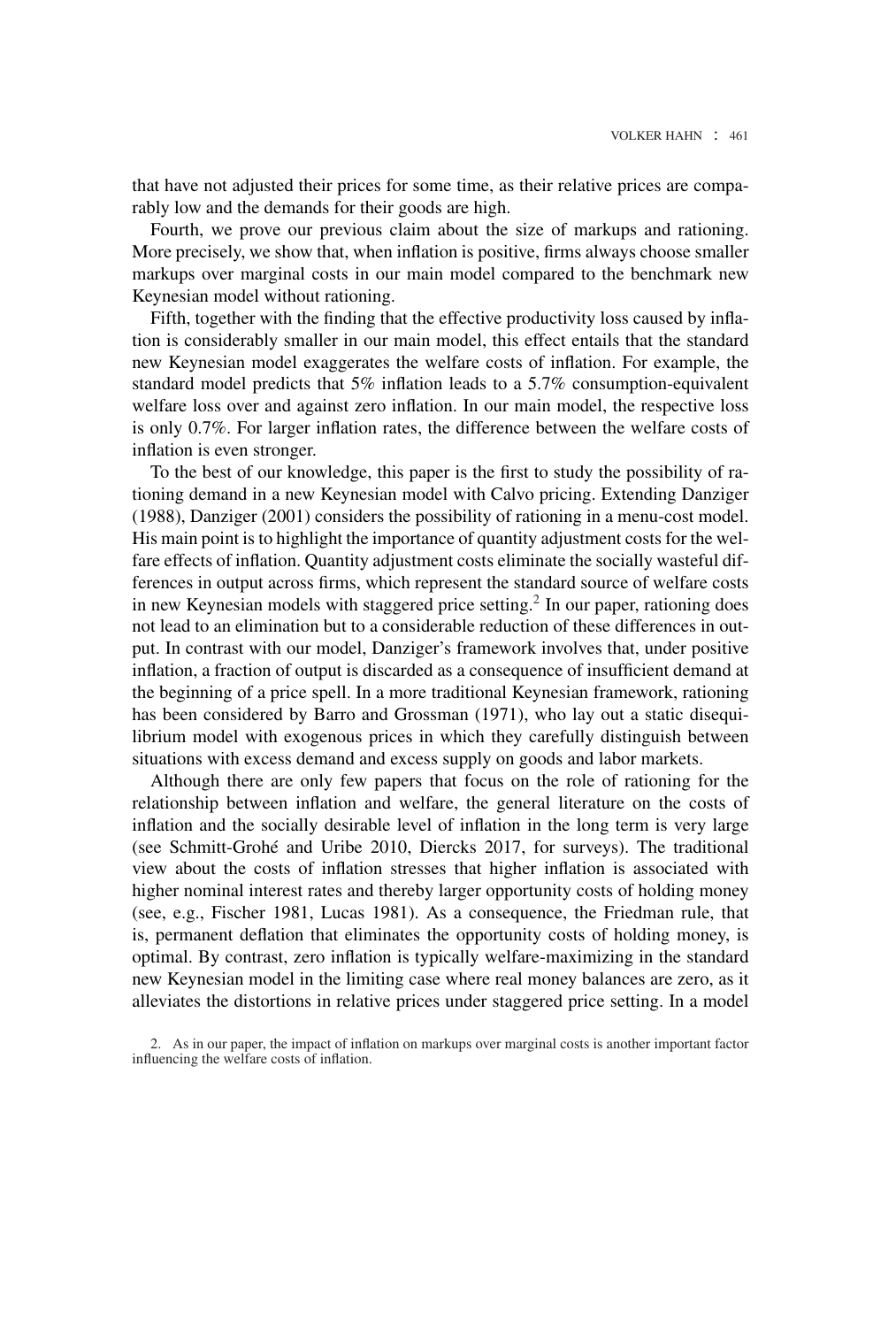that have not adjusted their prices for some time, as their relative prices are comparably low and the demands for their goods are high.

Fourth, we prove our previous claim about the size of markups and rationing. More precisely, we show that, when inflation is positive, firms always choose smaller markups over marginal costs in our main model compared to the benchmark new Keynesian model without rationing.

Fifth, together with the finding that the effective productivity loss caused by inflation is considerably smaller in our main model, this effect entails that the standard new Keynesian model exaggerates the welfare costs of inflation. For example, the standard model predicts that 5% inflation leads to a 5.7% consumption-equivalent welfare loss over and against zero inflation. In our main model, the respective loss is only 0.7%. For larger inflation rates, the difference between the welfare costs of inflation is even stronger.

To the best of our knowledge, this paper is the first to study the possibility of rationing demand in a new Keynesian model with Calvo pricing. Extending Danziger (1988), Danziger (2001) considers the possibility of rationing in a menu-cost model. His main point is to highlight the importance of quantity adjustment costs for the welfare effects of inflation. Quantity adjustment costs eliminate the socially wasteful differences in output across firms, which represent the standard source of welfare costs in new Keynesian models with staggered price setting.[2] In our paper, rationing does not lead to an elimination but to a considerable reduction of these differences in output. In contrast with our model, Danziger's framework involves that, under positive inflation, a fraction of output is discarded as a consequence of insufficient demand at the beginning of a price spell. In a more traditional Keynesian framework, rationing has been considered by Barro and Grossman (1971), who lay out a static disequilibrium model with exogenous prices in which they carefully distinguish between situations with excess demand and excess supply on goods and labor markets.

Although there are only few papers that focus on the role of rationing for the relationship between inflation and welfare, the general literature on the costs of inflation and the socially desirable level of inflation in the long term is very large (see Schmitt-Grohé and Uribe 2010, Diercks 2017, for surveys). The traditional view about the costs of inflation stresses that higher inflation is associated with higher nominal interest rates and thereby larger opportunity costs of holding money (see, e.g., Fischer 1981, Lucas 1981). As a consequence, the Friedman rule, that is, permanent deflation that eliminates the opportunity costs of holding money, is optimal. By contrast, zero inflation is typically welfare-maximizing in the standard new Keynesian model in the limiting case where real money balances are zero, as it alleviates the distortions in relative prices under staggered price setting. In a model

2. As in our paper, the impact of inflation on markups over marginal costs is another important factor influencing the welfare costs of inflation.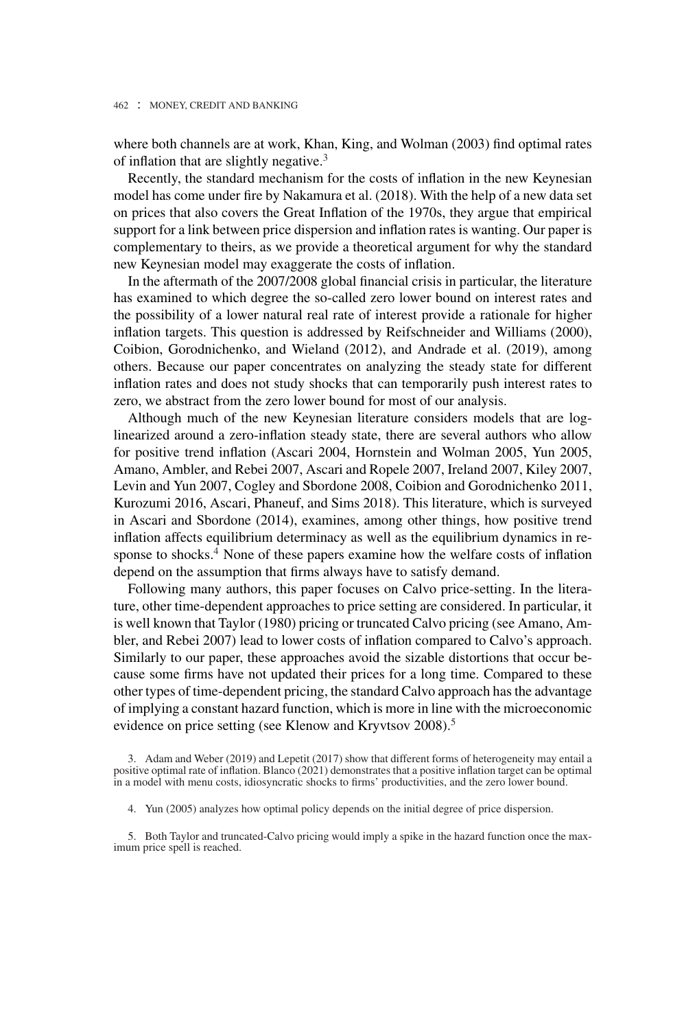where both channels are at work, Khan, King, and Wolman (2003) find optimal rates of inflation that are slightly negative.[3]

Recently, the standard mechanism for the costs of inflation in the new Keynesian model has come under fire by Nakamura et al. (2018). With the help of a new data set on prices that also covers the Great Inflation of the 1970s, they argue that empirical support for a link between price dispersion and inflation rates is wanting. Our paper is complementary to theirs, as we provide a theoretical argument for why the standard new Keynesian model may exaggerate the costs of inflation.

In the aftermath of the 2007/2008 global financial crisis in particular, the literature has examined to which degree the so-called zero lower bound on interest rates and the possibility of a lower natural real rate of interest provide a rationale for higher inflation targets. This question is addressed by Reifschneider and Williams (2000), Coibion, Gorodnichenko, and Wieland (2012), and Andrade et al. (2019), among others. Because our paper concentrates on analyzing the steady state for different inflation rates and does not study shocks that can temporarily push interest rates to zero, we abstract from the zero lower bound for most of our analysis.

Although much of the new Keynesian literature considers models that are log-linearized around a zero-inflation steady state, there are several authors who allow for positive trend inflation (Ascari 2004, Hornstein and Wolman 2005, Yun 2005, Amano, Ambler, and Rebei 2007, Ascari and Ropele 2007, Ireland 2007, Kiley 2007, Levin and Yun 2007, Cogley and Sbordone 2008, Coibion and Gorodnichenko 2011, Kurozumi 2016, Ascari, Phaneuf, and Sims 2018). This literature, which is surveyed in Ascari and Sbordone (2014), examines, among other things, how positive trend inflation affects equilibrium determinacy as well as the equilibrium dynamics in response to shocks.[4] None of these papers examine how the welfare costs of inflation depend on the assumption that firms always have to satisfy demand.

Following many authors, this paper focuses on Calvo price-setting. In the literature, other time-dependent approaches to price setting are considered. In particular, it is well known that Taylor (1980) pricing or truncated Calvo pricing (see Amano, Ambler, and Rebei 2007) lead to lower costs of inflation compared to Calvo's approach. Similarly to our paper, these approaches avoid the sizable distortions that occur because some firms have not updated their prices for a long time. Compared to these other types of time-dependent pricing, the standard Calvo approach has the advantage of implying a constant hazard function, which is more in line with the microeconomic evidence on price setting (see Klenow and Kryvtsov 2008).[5]

3. Adam and Weber (2019) and Lepetit (2017) show that different forms of heterogeneity may entail a positive optimal rate of inflation. Blanco (2021) demonstrates that a positive inflation target can be optimal in a model with menu costs, idiosyncratic shocks to firms' productivities, and the zero lower bound.

4. Yun (2005) analyzes how optimal policy depends on the initial degree of price dispersion.

5. Both Taylor and truncated-Calvo pricing would imply a spike in the hazard function once the maximum price spell is reached.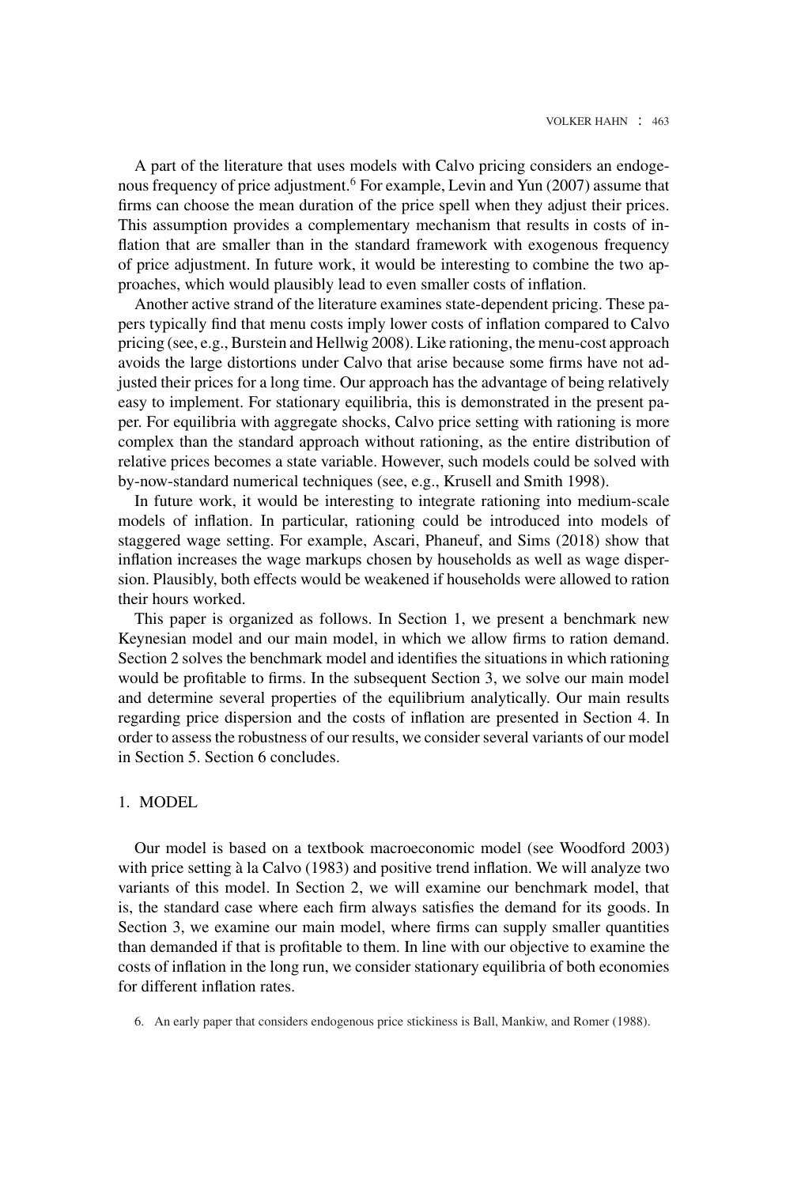A part of the literature that uses models with Calvo pricing considers an endogenous frequency of price adjustment.[6] For example, Levin and Yun (2007) assume that firms can choose the mean duration of the price spell when they adjust their prices. This assumption provides a complementary mechanism that results in costs of inflation that are smaller than in the standard framework with exogenous frequency of price adjustment. In future work, it would be interesting to combine the two approaches, which would plausibly lead to even smaller costs of inflation.

Another active strand of the literature examines state-dependent pricing. These papers typically find that menu costs imply lower costs of inflation compared to Calvo pricing (see, e.g., Burstein and Hellwig 2008). Like rationing, the menu-cost approach avoids the large distortions under Calvo that arise because some firms have not adjusted their prices for a long time. Our approach has the advantage of being relatively easy to implement. For stationary equilibria, this is demonstrated in the present paper. For equilibria with aggregate shocks, Calvo price setting with rationing is more complex than the standard approach without rationing, as the entire distribution of relative prices becomes a state variable. However, such models could be solved with by-now-standard numerical techniques (see, e.g., Krusell and Smith 1998).

In future work, it would be interesting to integrate rationing into medium-scale models of inflation. In particular, rationing could be introduced into models of staggered wage setting. For example, Ascari, Phaneuf, and Sims (2018) show that inflation increases the wage markups chosen by households as well as wage dispersion. Plausibly, both effects would be weakened if households were allowed to ration their hours worked.

This paper is organized as follows. In Section 1, we present a benchmark new Keynesian model and our main model, in which we allow firms to ration demand. Section 2 solves the benchmark model and identifies the situations in which rationing would be profitable to firms. In the subsequent Section 3, we solve our main model and determine several properties of the equilibrium analytically. Our main results regarding price dispersion and the costs of inflation are presented in Section 4. In order to assess the robustness of our results, we consider several variants of our model in Section 5. Section 6 concludes.

## 1. MODEL

Our model is based on a textbook macroeconomic model (see Woodford 2003) with price setting à la Calvo (1983) and positive trend inflation. We will analyze two variants of this model. In Section 2, we will examine our benchmark model, that is, the standard case where each firm always satisfies the demand for its goods. In Section 3, we examine our main model, where firms can supply smaller quantities than demanded if that is profitable to them. In line with our objective to examine the costs of inflation in the long run, we consider stationary equilibria of both economies for different inflation rates.

6. An early paper that considers endogenous price stickiness is Ball, Mankiw, and Romer (1988).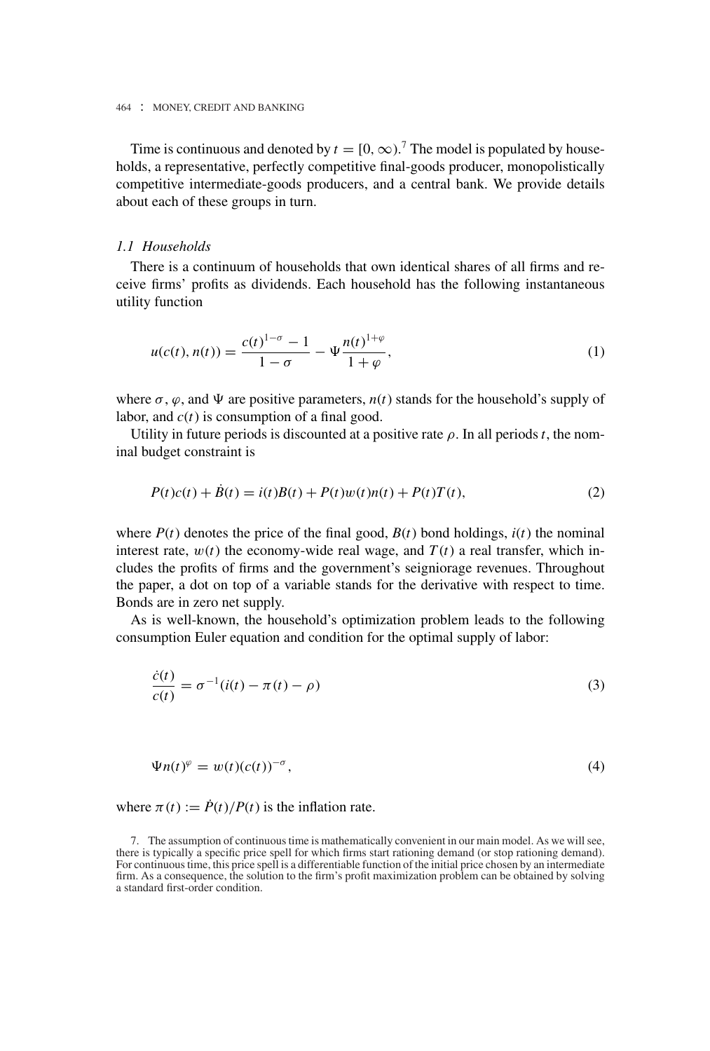Time is continuous and denoted by $t = [0, \infty)$.[7] The model is populated by households, a representative, perfectly competitive final-goods producer, monopolistically competitive intermediate-goods producers, and a central bank. We provide details about each of these groups in turn.

### *1.1 Households*

There is a continuum of households that own identical shares of all firms and receive firms' profits as dividends. Each household has the following instantaneous utility function

$$u(c(t), n(t)) = \frac{c(t)^{1-\sigma} - 1}{1 - \sigma} - \Psi \frac{n(t)^{1+\varphi}}{1 + \varphi}, \tag{1}$$

where $\sigma$, $\varphi$, and $\Psi$ are positive parameters, $n(t)$ stands for the household's supply of labor, and $c(t)$ is consumption of a final good.

Utility in future periods is discounted at a positive rate $\rho$. In all periods $t$, the nominal budget constraint is

$$P(t)c(t) + \dot{B}(t) = i(t)B(t) + P(t)w(t)n(t) + P(t)T(t), \tag{2}$$

where $P(t)$ denotes the price of the final good, $B(t)$ bond holdings, $i(t)$ the nominal interest rate, $w(t)$ the economy-wide real wage, and $T(t)$ a real transfer, which includes the profits of firms and the government's seigniorage revenues. Throughout the paper, a dot on top of a variable stands for the derivative with respect to time. Bonds are in zero net supply.

As is well-known, the household's optimization problem leads to the following consumption Euler equation and condition for the optimal supply of labor:

$$\frac{\dot{c}(t)}{c(t)} = \sigma^{-1}(i(t) - \pi(t) - \rho) \tag{3}$$

$$\Psi n(t)^{\varphi} = w(t)(c(t))^{-\sigma}, \tag{4}$$

where $\pi(t) := \dot{P}(t)/P(t)$ is the inflation rate.

7. The assumption of continuous time is mathematically convenient in our main model. As we will see, there is typically a specific price spell for which firms start rationing demand (or stop rationing demand). For continuous time, this price spell is a differentiable function of the initial price chosen by an intermediate firm. As a consequence, the solution to the firm's profit maximization problem can be obtained by solving a standard first-order condition.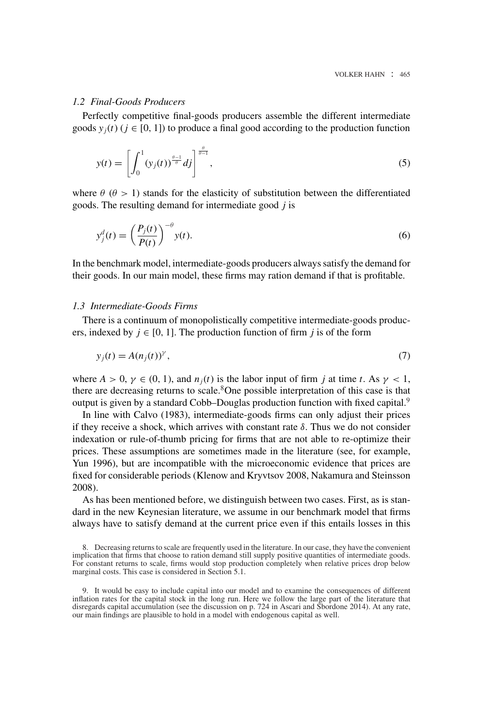### 1.2 Final-Goods Producers

Perfectly competitive final-goods producers assemble the different intermediate goods $y_j(t)$ ($j \in [0, 1]$) to produce a final good according to the production function

$$y(t) = \left[ \int_0^1 (y_j(t))^{\frac{\theta-1}{\theta}} dj \right]^{\frac{\theta}{\theta-1}}, \tag{5}$$

where $\theta$ ($\theta > 1$) stands for the elasticity of substitution between the differentiated goods. The resulting demand for intermediate good $j$ is

$$y_j^d(t) = \left( \frac{P_j(t)}{P(t)} \right)^{-\theta} y(t). \tag{6}$$

In the benchmark model, intermediate-goods producers always satisfy the demand for their goods. In our main model, these firms may ration demand if that is profitable.

### 1.3 Intermediate-Goods Firms

There is a continuum of monopolistically competitive intermediate-goods producers, indexed by $j \in [0, 1]$. The production function of firm $j$ is of the form

$$y_j(t) = A(n_j(t))^{\gamma}, \tag{7}$$

where $A > 0$, $\gamma \in (0, 1)$, and $n_j(t)$ is the labor input of firm $j$ at time $t$. As $\gamma < 1$, there are decreasing returns to scale.[8] One possible interpretation of this case is that output is given by a standard Cobb–Douglas production function with fixed capital.[9]

In line with Calvo (1983), intermediate-goods firms can only adjust their prices if they receive a shock, which arrives with constant rate $\delta$. Thus we do not consider indexation or rule-of-thumb pricing for firms that are not able to re-optimize their prices. These assumptions are sometimes made in the literature (see, for example, Yun 1996), but are incompatible with the microeconomic evidence that prices are fixed for considerable periods (Klenow and Kryvtsov 2008, Nakamura and Steinsson 2008).

As has been mentioned before, we distinguish between two cases. First, as is standard in the new Keynesian literature, we assume in our benchmark model that firms always have to satisfy demand at the current price even if this entails losses in this

8. Decreasing returns to scale are frequently used in the literature. In our case, they have the convenient implication that firms that choose to ration demand still supply positive quantities of intermediate goods. For constant returns to scale, firms would stop production completely when relative prices drop below marginal costs. This case is considered in Section 5.1.

9. It would be easy to include capital into our model and to examine the consequences of different inflation rates for the capital stock in the long run. Here we follow the large part of the literature that disregards capital accumulation (see the discussion on p. 724 in Ascari and Šbordone 2014). At any rate, our main findings are plausible to hold in a model with endogenous capital as well.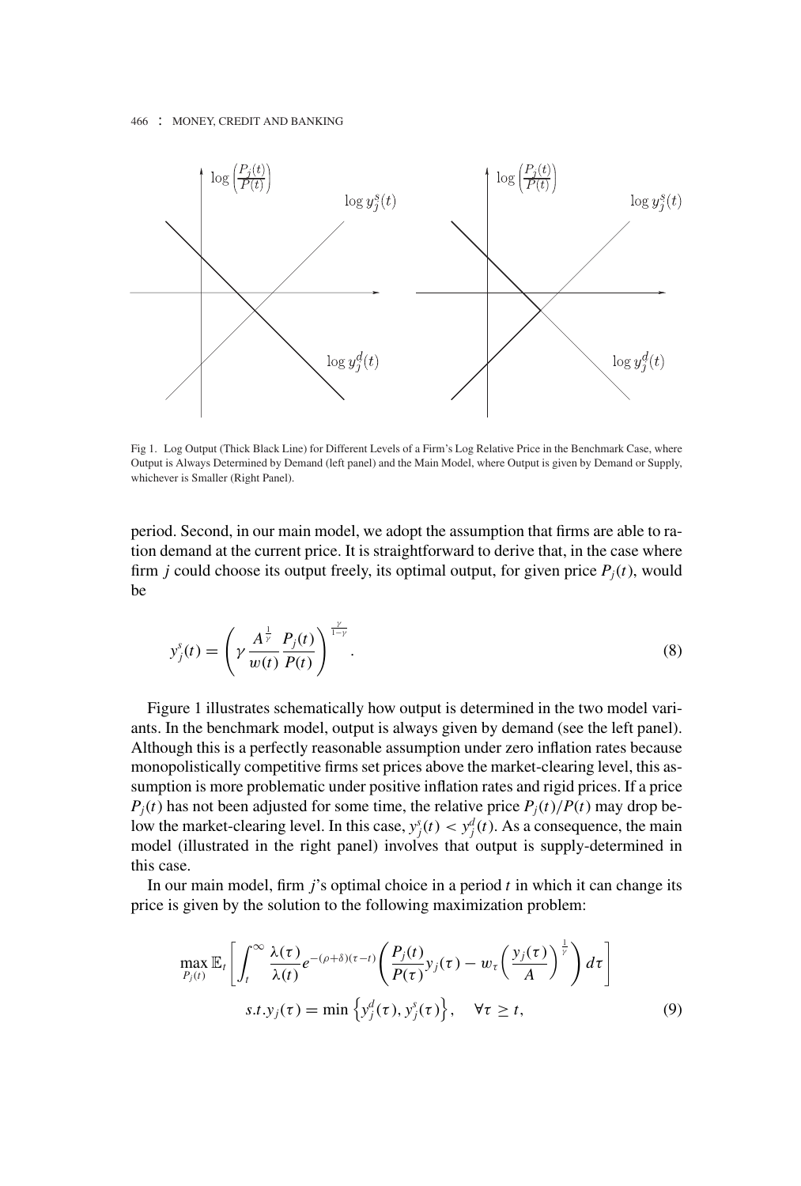$\log\left(\frac{P_j(t)}{P(t)}\right)$

$\log y_j^s(t)$

$\log y_j^d(t)$

$\log\left(\frac{P_j(t)}{P(t)}\right)$

$\log y_j^s(t)$

$\log y_j^d(t)$

Fig 1. Log Output (Thick Black Line) for Different Levels of a Firm's Log Relative Price in the Benchmark Case, where Output is Always Determined by Demand (left panel) and the Main Model, where Output is given by Demand or Supply, whichever is Smaller (Right Panel).

period. Second, in our main model, we adopt the assumption that firms are able to ration demand at the current price. It is straightforward to derive that, in the case where firm $j$ could choose its output freely, its optimal output, for given price $P_j(t)$, would be

$$y_j^s(t) = \left(\gamma \frac{A^{\frac{1}{\gamma}}}{w(t)} \frac{P_j(t)}{P(t)}\right)^{\frac{\gamma}{1-\gamma}}. \tag{8}$$

Figure 1 illustrates schematically how output is determined in the two model variants. In the benchmark model, output is always given by demand (see the left panel). Although this is a perfectly reasonable assumption under zero inflation rates because monopolistically competitive firms set prices above the market-clearing level, this assumption is more problematic under positive inflation rates and rigid prices. If a price $P_j(t)$ has not been adjusted for some time, the relative price $P_j(t)/P(t)$ may drop below the market-clearing level. In this case, $y_j^s(t) < y_j^d(t)$. As a consequence, the main model (illustrated in the right panel) involves that output is supply-determined in this case.

In our main model, firm $j$'s optimal choice in a period $t$ in which it can change its price is given by the solution to the following maximization problem:

$$\max_{P_j(t)} \mathbb{E}_t \left[ \int_t^{\infty} \frac{\lambda(\tau)}{\lambda(t)} e^{-(\rho+\delta)(\tau-t)} \left( \frac{P_j(t)}{P(\tau)} y_j(\tau) - w_\tau \left( \frac{y_j(\tau)}{A} \right)^{\frac{1}{\gamma}} \right) d\tau \right]$$

$$s.t. \, y_j(\tau) = \min\left\{ y_j^d(\tau), y_j^s(\tau) \right\}, \quad \forall \tau \geq t, \tag{9}$$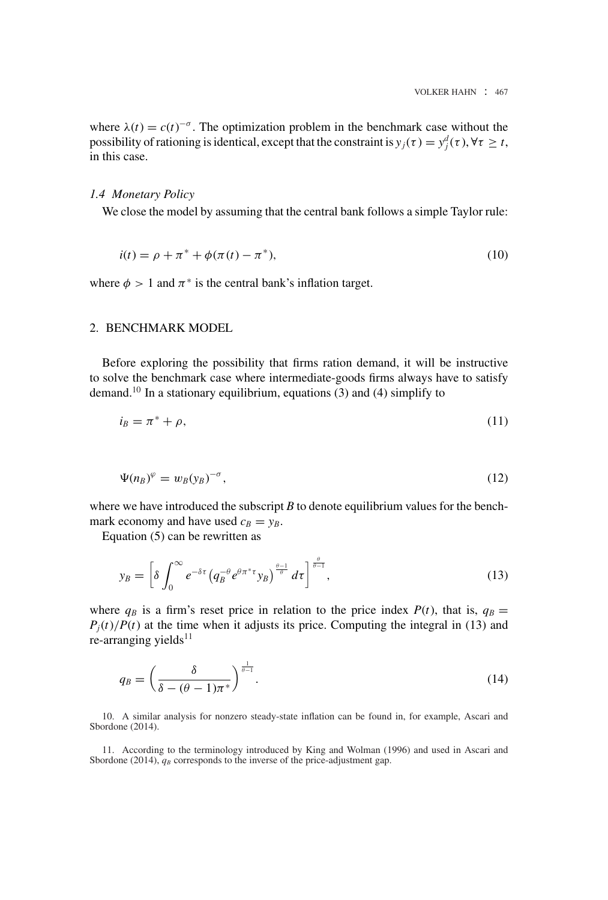where $\lambda(t) = c(t)^{-\sigma}$. The optimization problem in the benchmark case without the possibility of rationing is identical, except that the constraint is $y_j(\tau) = y_j^d(\tau), \forall \tau \geq t$, in this case.

### *1.4 Monetary Policy*

We close the model by assuming that the central bank follows a simple Taylor rule:

$$i(t) = \rho + \pi^* + \phi(\pi(t) - \pi^*), \tag{10}$$

where $\phi > 1$ and $\pi^*$ is the central bank's inflation target.

## 2. BENCHMARK MODEL

Before exploring the possibility that firms ration demand, it will be instructive to solve the benchmark case where intermediate-goods firms always have to satisfy demand.[10] In a stationary equilibrium, equations (3) and (4) simplify to

$$i_B = \pi^* + \rho, \tag{11}$$

$$\Psi(n_B)^{\varphi} = w_B(y_B)^{-\sigma}, \tag{12}$$

where we have introduced the subscript $B$ to denote equilibrium values for the benchmark economy and have used $c_B = y_B$.

Equation (5) can be rewritten as

$$y_B = \left[\delta \int_0^{\infty} e^{-\delta\tau} \left(q_B^{-\theta} e^{\theta\pi^*\tau} y_B\right)^{\frac{\theta-1}{\theta}} d\tau\right]^{\frac{\theta}{\theta-1}}, \tag{13}$$

where $q_B$ is a firm's reset price in relation to the price index $P(t)$, that is, $q_B = P_j(t)/P(t)$ at the time when it adjusts its price. Computing the integral in (13) and re-arranging yields[11]

$$q_B = \left(\frac{\delta}{\delta - (\theta - 1)\pi^*}\right)^{\frac{1}{\theta-1}}. \tag{14}$$

10. A similar analysis for nonzero steady-state inflation can be found in, for example, Ascari and Sbordone (2014).

11. According to the terminology introduced by King and Wolman (1996) and used in Ascari and Sbordone (2014), $q_B$ corresponds to the inverse of the price-adjustment gap.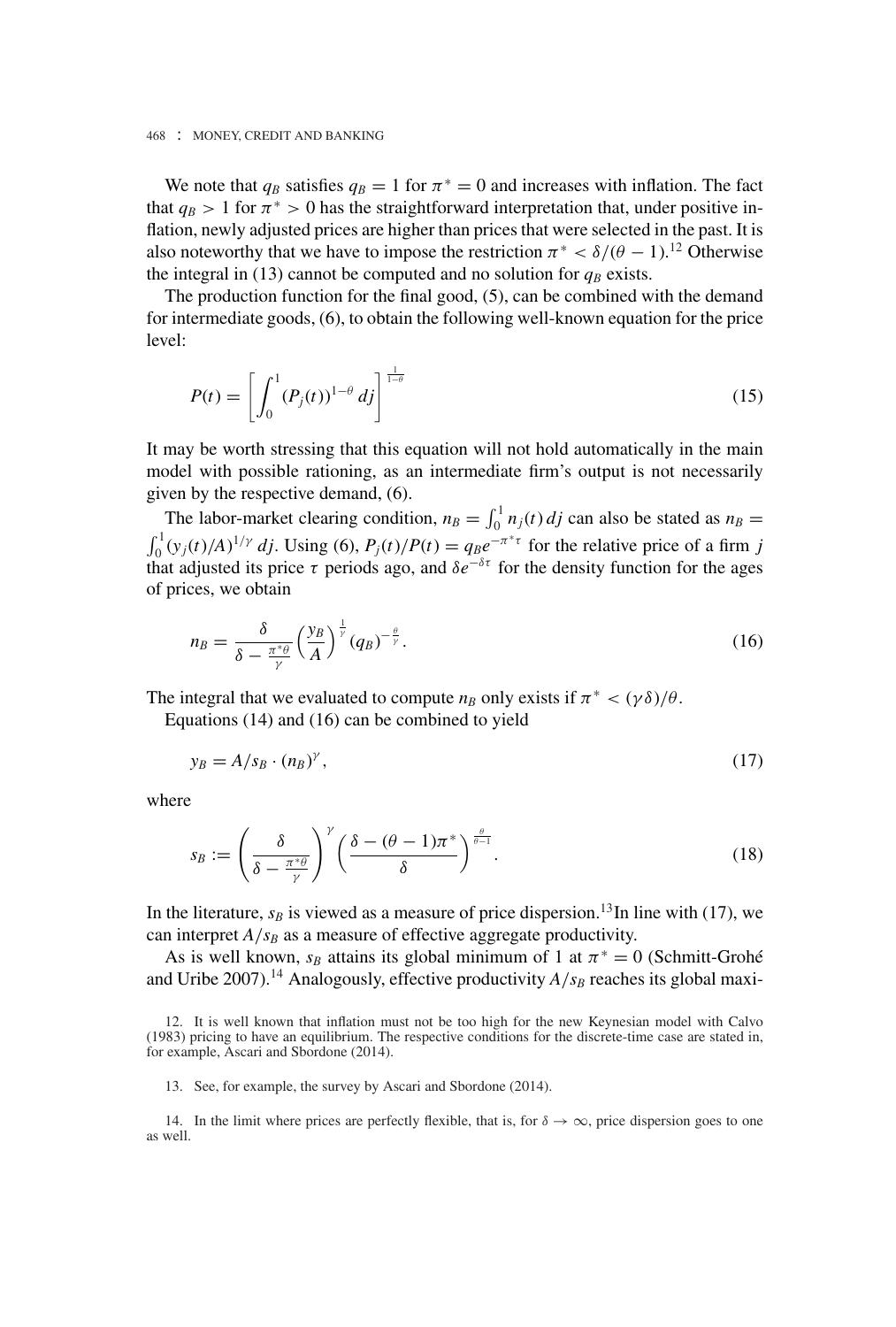We note that $q_B$ satisfies $q_B = 1$ for $\pi^* = 0$ and increases with inflation. The fact that $q_B > 1$ for $\pi^* > 0$ has the straightforward interpretation that, under positive inflation, newly adjusted prices are higher than prices that were selected in the past. It is also noteworthy that we have to impose the restriction $\pi^* < \delta/(\theta - 1)$.[12] Otherwise the integral in (13) cannot be computed and no solution for $q_B$ exists.

The production function for the final good, (5), can be combined with the demand for intermediate goods, (6), to obtain the following well-known equation for the price level:

$$P(t) = \left[ \int_0^1 (P_j(t))^{1-\theta} \, dj \right]^{\frac{1}{1-\theta}} \tag{15}$$

It may be worth stressing that this equation will not hold automatically in the main model with possible rationing, as an intermediate firm's output is not necessarily given by the respective demand, (6).

The labor-market clearing condition, $n_B = \int_0^1 n_j(t)\, dj$ can also be stated as $n_B = \int_0^1 (y_j(t)/A)^{1/\gamma} \, dj$. Using (6), $P_j(t)/P(t) = q_B e^{-\pi^* \tau}$ for the relative price of a firm $j$ that adjusted its price $\tau$ periods ago, and $\delta e^{-\delta \tau}$ for the density function for the ages of prices, we obtain

$$n_B = \frac{\delta}{\delta - \frac{\pi^* \theta}{\gamma}} \left( \frac{y_B}{A} \right)^{\frac{1}{\gamma}} (q_B)^{-\frac{\theta}{\gamma}}. \tag{16}$$

The integral that we evaluated to compute $n_B$ only exists if $\pi^* < (\gamma \delta)/\theta$.

Equations (14) and (16) can be combined to yield

$$y_B = A/s_B \cdot (n_B)^{\gamma}, \tag{17}$$

where

$$s_B := \left( \frac{\delta}{\delta - \frac{\pi^* \theta}{\gamma}} \right)^{\gamma} \left( \frac{\delta - (\theta - 1)\pi^*}{\delta} \right)^{\frac{\theta}{\theta - 1}}. \tag{18}$$

In the literature, $s_B$ is viewed as a measure of price dispersion.[13] In line with (17), we can interpret $A/s_B$ as a measure of effective aggregate productivity.

As is well known, $s_B$ attains its global minimum of 1 at $\pi^* = 0$ (Schmitt-Grohé and Uribe 2007).[14] Analogously, effective productivity $A/s_B$ reaches its global maxi-

12. It is well known that inflation must not be too high for the new Keynesian model with Calvo (1983) pricing to have an equilibrium. The respective conditions for the discrete-time case are stated in, for example, Ascari and Sbordone (2014).

13. See, for example, the survey by Ascari and Sbordone (2014).

14. In the limit where prices are perfectly flexible, that is, for $\delta \to \infty$, price dispersion goes to one as well.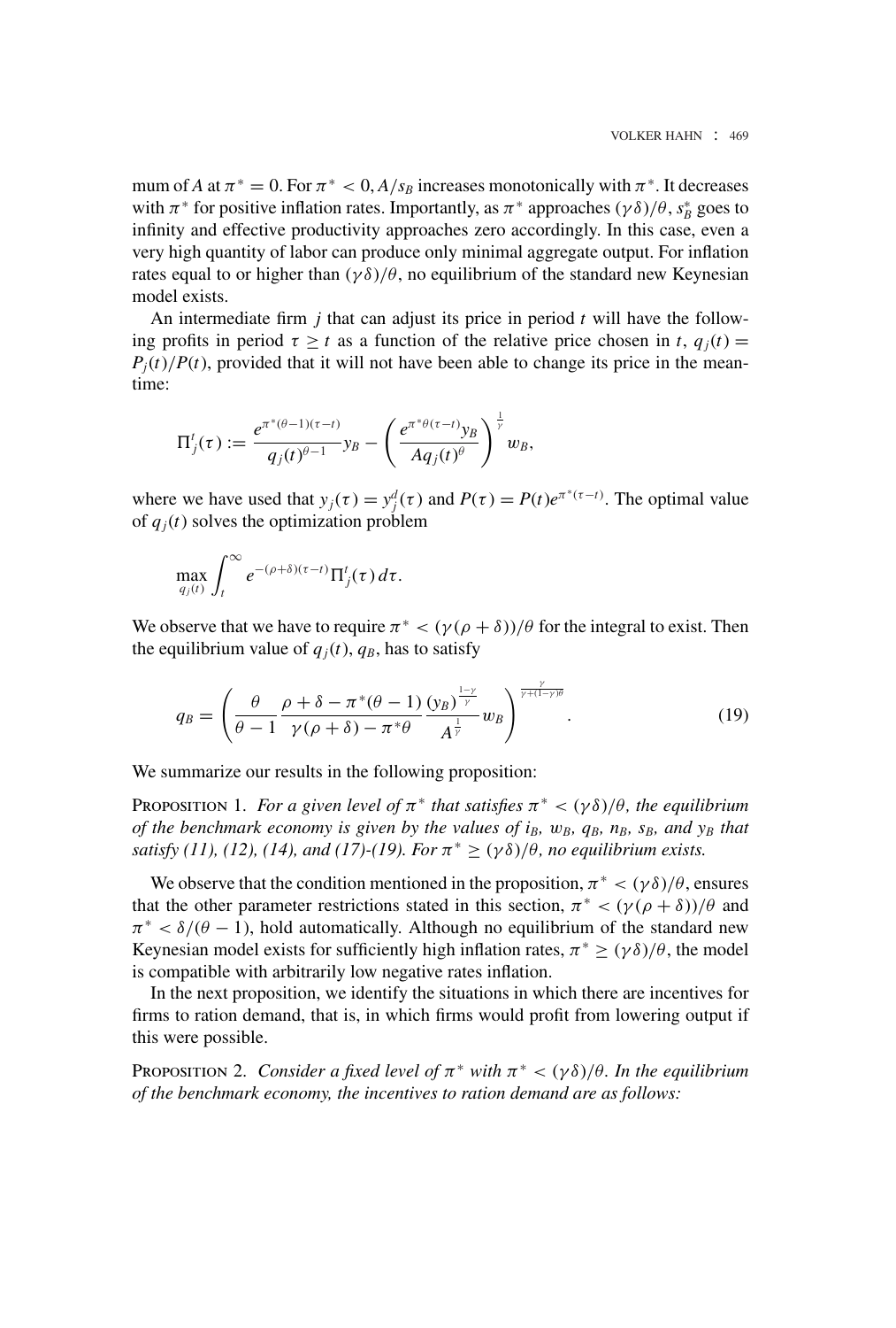mum of $A$ at $\pi^* = 0$. For $\pi^* < 0$, $A/s_B$ increases monotonically with $\pi^*$. It decreases with $\pi^*$ for positive inflation rates. Importantly, as $\pi^*$ approaches $(\gamma\delta)/\theta$, $s_B^*$ goes to infinity and effective productivity approaches zero accordingly. In this case, even a very high quantity of labor can produce only minimal aggregate output. For inflation rates equal to or higher than $(\gamma\delta)/\theta$, no equilibrium of the standard new Keynesian model exists.

An intermediate firm $j$ that can adjust its price in period $t$ will have the following profits in period $\tau \geq t$ as a function of the relative price chosen in $t$, $q_j(t) = P_j(t)/P(t)$, provided that it will not have been able to change its price in the meantime:

$$\Pi_j^t(\tau) := \frac{e^{\pi^*(\theta-1)(\tau-t)}}{q_j(t)^{\theta-1}} y_B - \left(\frac{e^{\pi^*\theta(\tau-t)} y_B}{A q_j(t)^{\theta}}\right)^{\frac{1}{\gamma}} w_B,$$

where we have used that $y_j(\tau) = y_j^d(\tau)$ and $P(\tau) = P(t)e^{\pi^*(\tau-t)}$. The optimal value of $q_j(t)$ solves the optimization problem

$$\max_{q_j(t)} \int_t^{\infty} e^{-(\rho+\delta)(\tau-t)} \Pi_j^t(\tau)\, d\tau.$$

We observe that we have to require $\pi^* < (\gamma(\rho+\delta))/\theta$ for the integral to exist. Then the equilibrium value of $q_j(t)$, $q_B$, has to satisfy

$$q_B = \left(\frac{\theta}{\theta-1} \frac{\rho+\delta-\pi^*(\theta-1)}{\gamma(\rho+\delta)-\pi^*\theta} \frac{(y_B)^{\frac{1-\gamma}{\gamma}}}{A^{\frac{1}{\gamma}}} w_B\right)^{\frac{\gamma}{\gamma+(1-\gamma)\theta}}. \tag{19}$$

We summarize our results in the following proposition:

PROPOSITION 1. *For a given level of $\pi^*$ that satisfies $\pi^* < (\gamma\delta)/\theta$, the equilibrium of the benchmark economy is given by the values of $i_B$, $w_B$, $q_B$, $n_B$, $s_B$, and $y_B$ that satisfy (11), (12), (14), and (17)-(19). For $\pi^* \geq (\gamma\delta)/\theta$, no equilibrium exists.*

We observe that the condition mentioned in the proposition, $\pi^* < (\gamma\delta)/\theta$, ensures that the other parameter restrictions stated in this section, $\pi^* < (\gamma(\rho+\delta))/\theta$ and $\pi^* < \delta/(\theta-1)$, hold automatically. Although no equilibrium of the standard new Keynesian model exists for sufficiently high inflation rates, $\pi^* \geq (\gamma\delta)/\theta$, the model is compatible with arbitrarily low negative rates inflation.

In the next proposition, we identify the situations in which there are incentives for firms to ration demand, that is, in which firms would profit from lowering output if this were possible.

PROPOSITION 2. *Consider a fixed level of $\pi^*$ with $\pi^* < (\gamma\delta)/\theta$. In the equilibrium of the benchmark economy, the incentives to ration demand are as follows:*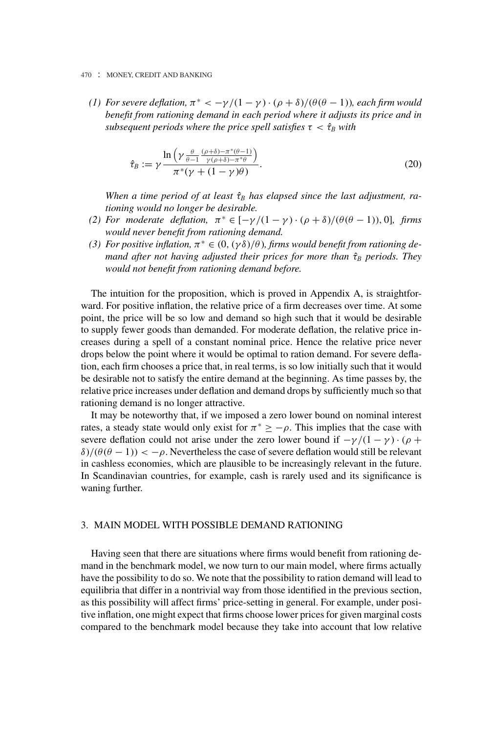(1) *For severe deflation, $\pi^* < -\gamma/(1-\gamma)\cdot(\rho+\delta)/(\theta(\theta-1))$, each firm would benefit from rationing demand in each period where it adjusts its price and in subsequent periods where the price spell satisfies $\tau < \hat{\tau}_B$ with*

$$\hat{\tau}_B := \gamma \frac{\ln\left(\gamma \frac{\theta}{\theta-1}\frac{(\rho+\delta)-\pi^*(\theta-1)}{\gamma(\rho+\delta)-\pi^*\theta}\right)}{\pi^*(\gamma+(1-\gamma)\theta)}. \tag{20}$$

*When a time period of at least $\hat{\tau}_B$ has elapsed since the last adjustment, rationing would no longer be desirable.*

(2) *For moderate deflation, $\pi^* \in [-\gamma/(1-\gamma)\cdot(\rho+\delta)/(\theta(\theta-1)), 0]$, firms would never benefit from rationing demand.*

(3) *For positive inflation, $\pi^* \in (0, (\gamma\delta)/\theta)$, firms would benefit from rationing demand after not having adjusted their prices for more than $\hat{\tau}_B$ periods. They would not benefit from rationing demand before.*

The intuition for the proposition, which is proved in Appendix A, is straightforward. For positive inflation, the relative price of a firm decreases over time. At some point, the price will be so low and demand so high such that it would be desirable to supply fewer goods than demanded. For moderate deflation, the relative price increases during a spell of a constant nominal price. Hence the relative price never drops below the point where it would be optimal to ration demand. For severe deflation, each firm chooses a price that, in real terms, is so low initially such that it would be desirable not to satisfy the entire demand at the beginning. As time passes by, the relative price increases under deflation and demand drops by sufficiently much so that rationing demand is no longer attractive.

It may be noteworthy that, if we imposed a zero lower bound on nominal interest rates, a steady state would only exist for $\pi^* \geq -\rho$. This implies that the case with severe deflation could not arise under the zero lower bound if $-\gamma/(1-\gamma)\cdot(\rho+\delta)/(\theta(\theta-1)) < -\rho$. Nevertheless the case of severe deflation would still be relevant in cashless economies, which are plausible to be increasingly relevant in the future. In Scandinavian countries, for example, cash is rarely used and its significance is waning further.

## 3. MAIN MODEL WITH POSSIBLE DEMAND RATIONING

Having seen that there are situations where firms would benefit from rationing demand in the benchmark model, we now turn to our main model, where firms actually have the possibility to do so. We note that the possibility to ration demand will lead to equilibria that differ in a nontrivial way from those identified in the previous section, as this possibility will affect firms' price-setting in general. For example, under positive inflation, one might expect that firms choose lower prices for given marginal costs compared to the benchmark model because they take into account that low relative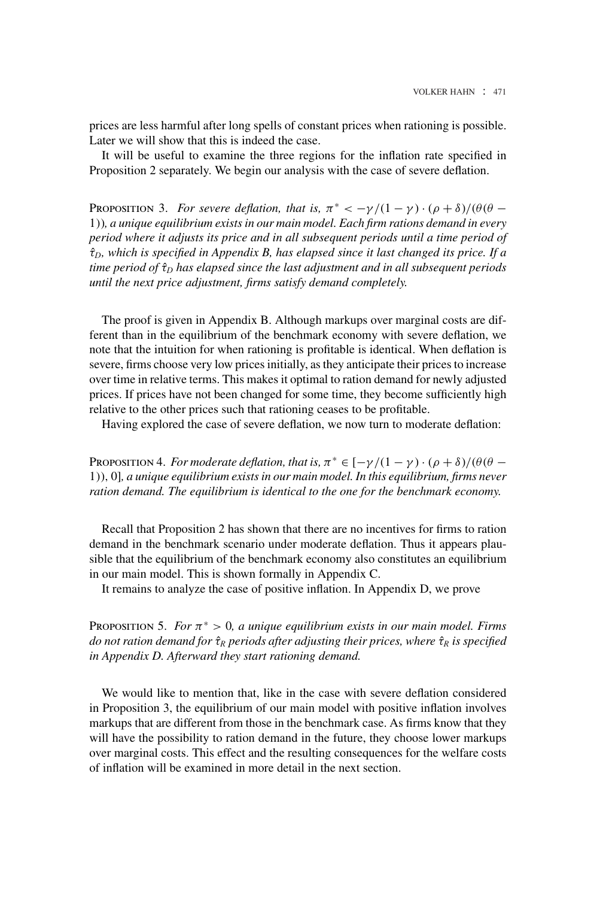prices are less harmful after long spells of constant prices when rationing is possible. Later we will show that this is indeed the case.

It will be useful to examine the three regions for the inflation rate specified in Proposition 2 separately. We begin our analysis with the case of severe deflation.

PROPOSITION 3. *For severe deflation, that is, $\pi^* < -\gamma/(1-\gamma) \cdot (\rho+\delta)/(\theta(\theta-1))$, a unique equilibrium exists in our main model. Each firm rations demand in every period where it adjusts its price and in all subsequent periods until a time period of $\hat{\tau}_D$, which is specified in Appendix B, has elapsed since it last changed its price. If a time period of $\hat{\tau}_D$ has elapsed since the last adjustment and in all subsequent periods until the next price adjustment, firms satisfy demand completely.*

The proof is given in Appendix B. Although markups over marginal costs are different than in the equilibrium of the benchmark economy with severe deflation, we note that the intuition for when rationing is profitable is identical. When deflation is severe, firms choose very low prices initially, as they anticipate their prices to increase over time in relative terms. This makes it optimal to ration demand for newly adjusted prices. If prices have not been changed for some time, they become sufficiently high relative to the other prices such that rationing ceases to be profitable.

Having explored the case of severe deflation, we now turn to moderate deflation:

PROPOSITION 4. *For moderate deflation, that is, $\pi^* \in [-\gamma/(1-\gamma) \cdot (\rho+\delta)/(\theta(\theta-1)), 0]$, a unique equilibrium exists in our main model. In this equilibrium, firms never ration demand. The equilibrium is identical to the one for the benchmark economy.*

Recall that Proposition 2 has shown that there are no incentives for firms to ration demand in the benchmark scenario under moderate deflation. Thus it appears plausible that the equilibrium of the benchmark economy also constitutes an equilibrium in our main model. This is shown formally in Appendix C.

It remains to analyze the case of positive inflation. In Appendix D, we prove

PROPOSITION 5. *For $\pi^* > 0$, a unique equilibrium exists in our main model. Firms do not ration demand for $\hat{\tau}_R$ periods after adjusting their prices, where $\hat{\tau}_R$ is specified in Appendix D. Afterward they start rationing demand.*

We would like to mention that, like in the case with severe deflation considered in Proposition 3, the equilibrium of our main model with positive inflation involves markups that are different from those in the benchmark case. As firms know that they will have the possibility to ration demand in the future, they choose lower markups over marginal costs. This effect and the resulting consequences for the welfare costs of inflation will be examined in more detail in the next section.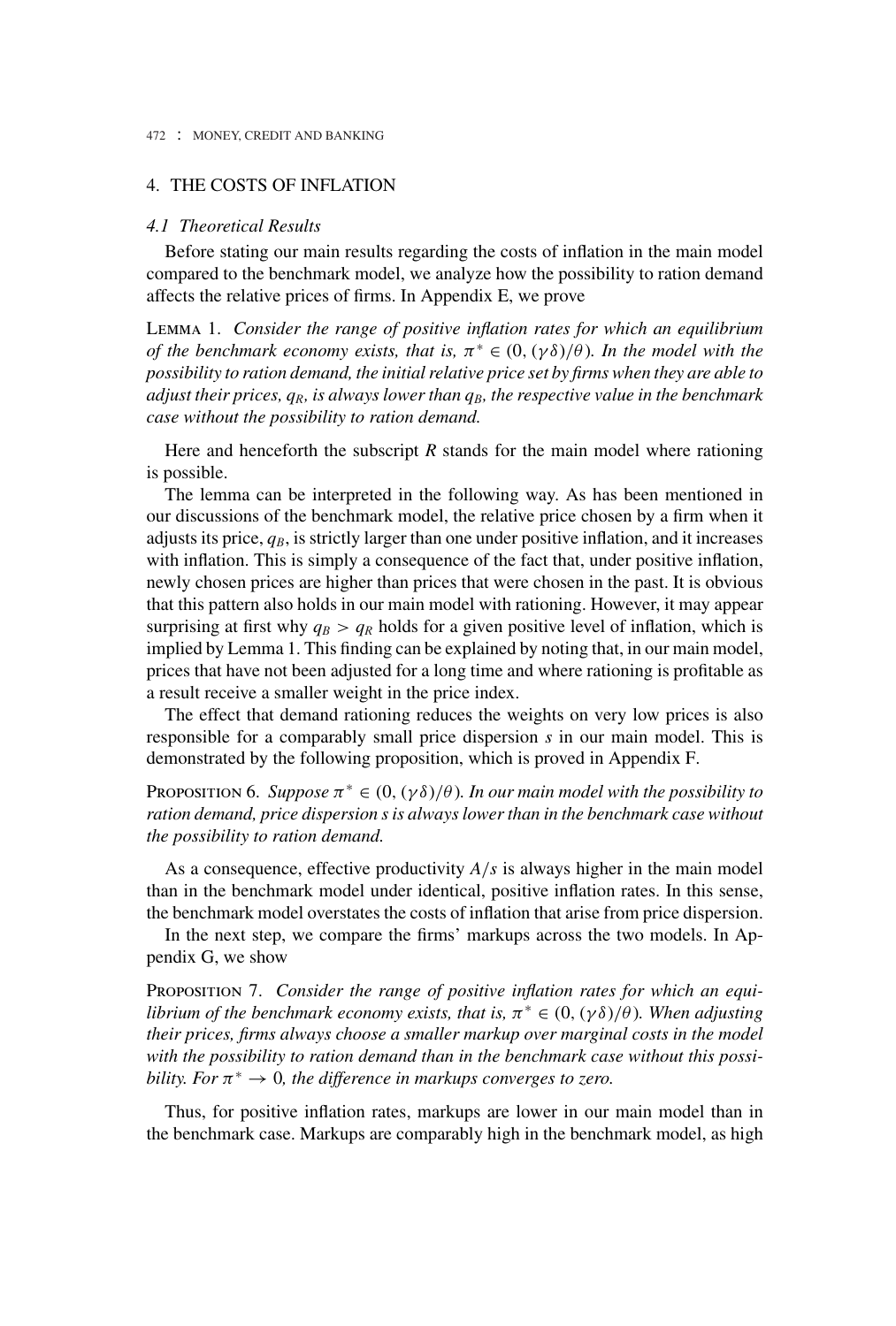## 4. THE COSTS OF INFLATION

### 4.1 Theoretical Results

Before stating our main results regarding the costs of inflation in the main model compared to the benchmark model, we analyze how the possibility to ration demand affects the relative prices of firms. In Appendix E, we prove

LEMMA 1. *Consider the range of positive inflation rates for which an equilibrium of the benchmark economy exists, that is, $\pi^* \in (0, (\gamma\delta)/\theta)$. In the model with the possibility to ration demand, the initial relative price set by firms when they are able to adjust their prices, $q_R$, is always lower than $q_B$, the respective value in the benchmark case without the possibility to ration demand.*

Here and henceforth the subscript *R* stands for the main model where rationing is possible.

The lemma can be interpreted in the following way. As has been mentioned in our discussions of the benchmark model, the relative price chosen by a firm when it adjusts its price, $q_B$, is strictly larger than one under positive inflation, and it increases with inflation. This is simply a consequence of the fact that, under positive inflation, newly chosen prices are higher than prices that were chosen in the past. It is obvious that this pattern also holds in our main model with rationing. However, it may appear surprising at first why $q_B > q_R$ holds for a given positive level of inflation, which is implied by Lemma 1. This finding can be explained by noting that, in our main model, prices that have not been adjusted for a long time and where rationing is profitable as a result receive a smaller weight in the price index.

The effect that demand rationing reduces the weights on very low prices is also responsible for a comparably small price dispersion *s* in our main model. This is demonstrated by the following proposition, which is proved in Appendix F.

PROPOSITION 6. *Suppose $\pi^* \in (0, (\gamma\delta)/\theta)$. In our main model with the possibility to ration demand, price dispersion s is always lower than in the benchmark case without the possibility to ration demand.*

As a consequence, effective productivity $A/s$ is always higher in the main model than in the benchmark model under identical, positive inflation rates. In this sense, the benchmark model overstates the costs of inflation that arise from price dispersion.

In the next step, we compare the firms' markups across the two models. In Appendix G, we show

PROPOSITION 7. *Consider the range of positive inflation rates for which an equilibrium of the benchmark economy exists, that is, $\pi^* \in (0, (\gamma\delta)/\theta)$. When adjusting their prices, firms always choose a smaller markup over marginal costs in the model with the possibility to ration demand than in the benchmark case without this possibility. For $\pi^* \to 0$, the difference in markups converges to zero.*

Thus, for positive inflation rates, markups are lower in our main model than in the benchmark case. Markups are comparably high in the benchmark model, as high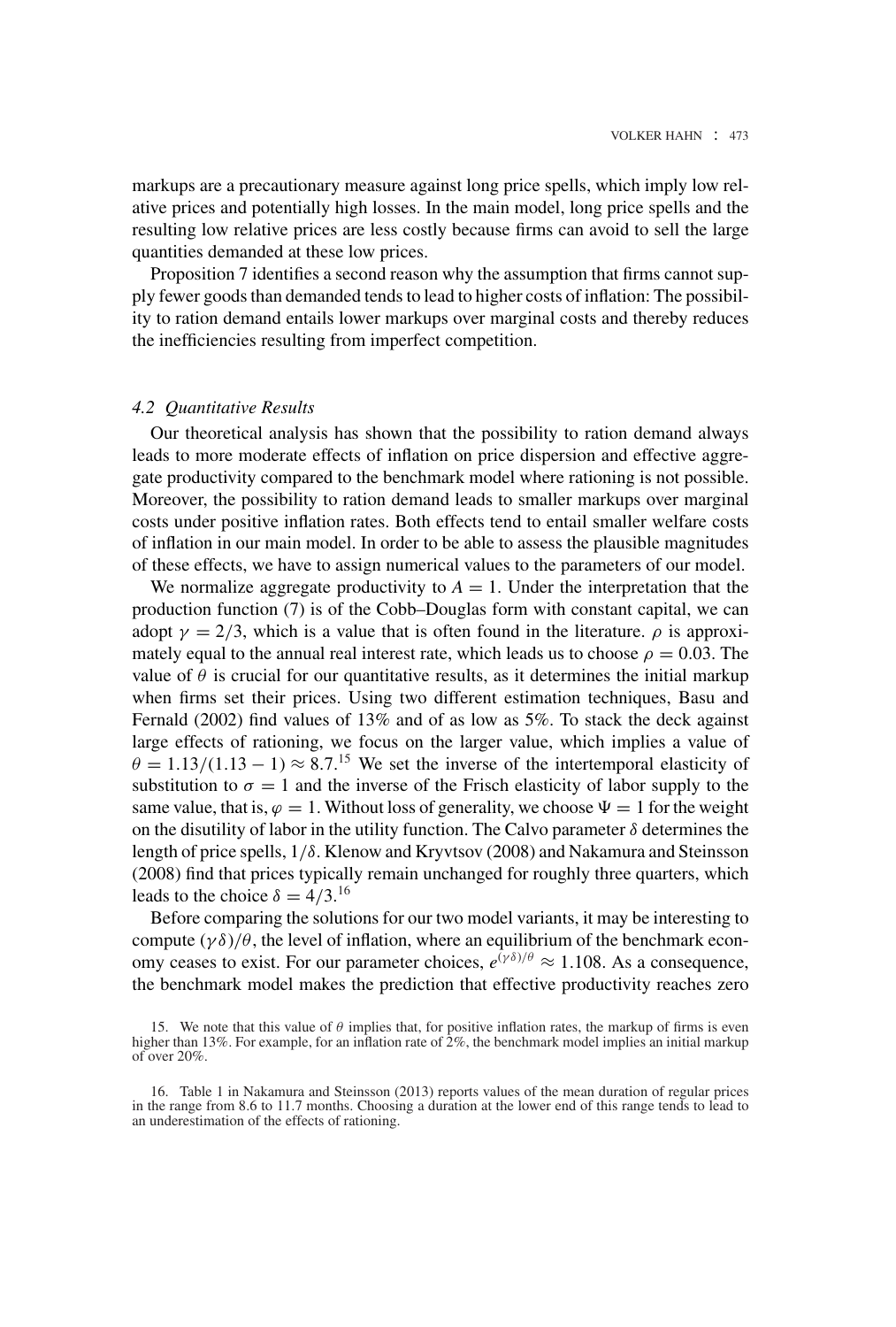markups are a precautionary measure against long price spells, which imply low relative prices and potentially high losses. In the main model, long price spells and the resulting low relative prices are less costly because firms can avoid to sell the large quantities demanded at these low prices.

Proposition 7 identifies a second reason why the assumption that firms cannot supply fewer goods than demanded tends to lead to higher costs of inflation: The possibility to ration demand entails lower markups over marginal costs and thereby reduces the inefficiencies resulting from imperfect competition.

### *4.2 Quantitative Results*

Our theoretical analysis has shown that the possibility to ration demand always leads to more moderate effects of inflation on price dispersion and effective aggregate productivity compared to the benchmark model where rationing is not possible. Moreover, the possibility to ration demand leads to smaller markups over marginal costs under positive inflation rates. Both effects tend to entail smaller welfare costs of inflation in our main model. In order to be able to assess the plausible magnitudes of these effects, we have to assign numerical values to the parameters of our model.

We normalize aggregate productivity to $A = 1$. Under the interpretation that the production function (7) is of the Cobb–Douglas form with constant capital, we can adopt $\gamma = 2/3$, which is a value that is often found in the literature. $\rho$ is approximately equal to the annual real interest rate, which leads us to choose $\rho = 0.03$. The value of $\theta$ is crucial for our quantitative results, as it determines the initial markup when firms set their prices. Using two different estimation techniques, Basu and Fernald (2002) find values of 13% and of as low as 5%. To stack the deck against large effects of rationing, we focus on the larger value, which implies a value of $\theta = 1.13/(1.13 - 1) \approx 8.7$.[15] We set the inverse of the intertemporal elasticity of substitution to $\sigma = 1$ and the inverse of the Frisch elasticity of labor supply to the same value, that is, $\varphi = 1$. Without loss of generality, we choose $\Psi = 1$ for the weight on the disutility of labor in the utility function. The Calvo parameter $\delta$ determines the length of price spells, $1/\delta$. Klenow and Kryvtsov (2008) and Nakamura and Steinsson (2008) find that prices typically remain unchanged for roughly three quarters, which leads to the choice $\delta = 4/3$.[16]

Before comparing the solutions for our two model variants, it may be interesting to compute $(\gamma\delta)/\theta$, the level of inflation, where an equilibrium of the benchmark economy ceases to exist. For our parameter choices, $e^{(\gamma\delta)/\theta} \approx 1.108$. As a consequence, the benchmark model makes the prediction that effective productivity reaches zero

15. We note that this value of $\theta$ implies that, for positive inflation rates, the markup of firms is even higher than 13%. For example, for an inflation rate of 2%, the benchmark model implies an initial markup of over 20%.

16. Table 1 in Nakamura and Steinsson (2013) reports values of the mean duration of regular prices in the range from 8.6 to 11.7 months. Choosing a duration at the lower end of this range tends to lead to an underestimation of the effects of rationing.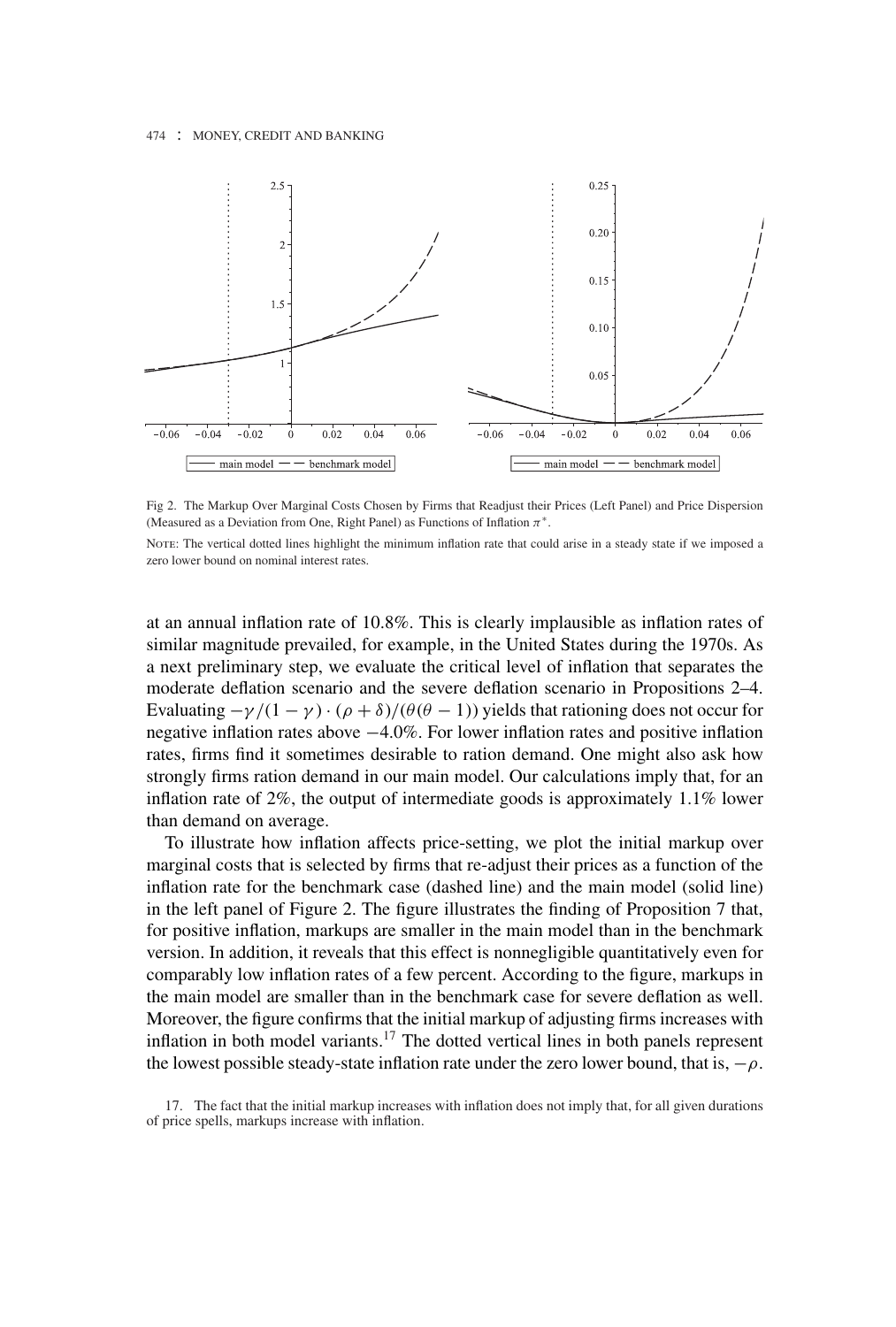Fig 2. The Markup Over Marginal Costs Chosen by Firms that Readjust their Prices (Left Panel) and Price Dispersion (Measured as a Deviation from One, Right Panel) as Functions of Inflation $\pi^*$.

NOTE: The vertical dotted lines highlight the minimum inflation rate that could arise in a steady state if we imposed a zero lower bound on nominal interest rates.

at an annual inflation rate of 10.8%. This is clearly implausible as inflation rates of similar magnitude prevailed, for example, in the United States during the 1970s. As a next preliminary step, we evaluate the critical level of inflation that separates the moderate deflation scenario and the severe deflation scenario in Propositions 2–4. Evaluating $-\gamma/(1-\gamma) \cdot (\rho + \delta)/(\theta(\theta - 1))$ yields that rationing does not occur for negative inflation rates above $-4.0\%$. For lower inflation rates and positive inflation rates, firms find it sometimes desirable to ration demand. One might also ask how strongly firms ration demand in our main model. Our calculations imply that, for an inflation rate of 2%, the output of intermediate goods is approximately 1.1% lower than demand on average.

To illustrate how inflation affects price-setting, we plot the initial markup over marginal costs that is selected by firms that re-adjust their prices as a function of the inflation rate for the benchmark case (dashed line) and the main model (solid line) in the left panel of Figure 2. The figure illustrates the finding of Proposition 7 that, for positive inflation, markups are smaller in the main model than in the benchmark version. In addition, it reveals that this effect is nonnegligible quantitatively even for comparably low inflation rates of a few percent. According to the figure, markups in the main model are smaller than in the benchmark case for severe deflation as well. Moreover, the figure confirms that the initial markup of adjusting firms increases with inflation in both model variants.[17] The dotted vertical lines in both panels represent the lowest possible steady-state inflation rate under the zero lower bound, that is, $-\rho$.

17. The fact that the initial markup increases with inflation does not imply that, for all given durations of price spells, markups increase with inflation.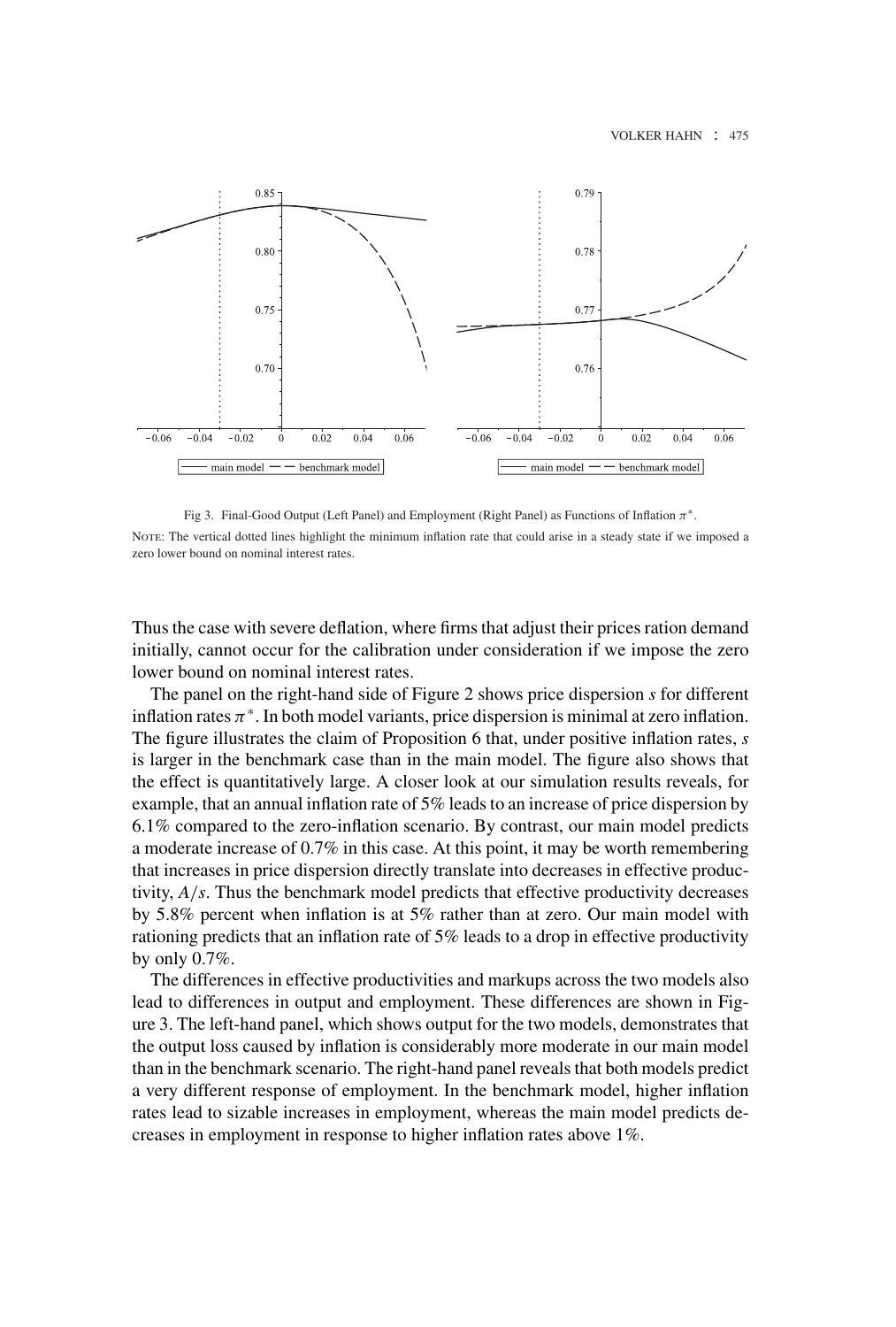0.85
0.80
0.75
0.70
−0.06 −0.04 −0.02 0 0.02 0.04 0.06
main model benchmark model

0.79
0.78
0.77
0.76
−0.06 −0.04 −0.02 0 0.02 0.04 0.06
main model benchmark model

Fig 3. Final-Good Output (Left Panel) and Employment (Right Panel) as Functions of Inflation $\pi^*$.

NOTE: The vertical dotted lines highlight the minimum inflation rate that could arise in a steady state if we imposed a zero lower bound on nominal interest rates.

Thus the case with severe deflation, where firms that adjust their prices ration demand initially, cannot occur for the calibration under consideration if we impose the zero lower bound on nominal interest rates.

The panel on the right-hand side of Figure 2 shows price dispersion $s$ for different inflation rates $\pi^*$. In both model variants, price dispersion is minimal at zero inflation. The figure illustrates the claim of Proposition 6 that, under positive inflation rates, $s$ is larger in the benchmark case than in the main model. The figure also shows that the effect is quantitatively large. A closer look at our simulation results reveals, for example, that an annual inflation rate of 5% leads to an increase of price dispersion by 6.1% compared to the zero-inflation scenario. By contrast, our main model predicts a moderate increase of 0.7% in this case. At this point, it may be worth remembering that increases in price dispersion directly translate into decreases in effective productivity, $A/s$. Thus the benchmark model predicts that effective productivity decreases by 5.8% percent when inflation is at 5% rather than at zero. Our main model with rationing predicts that an inflation rate of 5% leads to a drop in effective productivity by only 0.7%.

The differences in effective productivities and markups across the two models also lead to differences in output and employment. These differences are shown in Figure 3. The left-hand panel, which shows output for the two models, demonstrates that the output loss caused by inflation is considerably more moderate in our main model than in the benchmark scenario. The right-hand panel reveals that both models predict a very different response of employment. In the benchmark model, higher inflation rates lead to sizable increases in employment, whereas the main model predicts decreases in employment in response to higher inflation rates above 1%.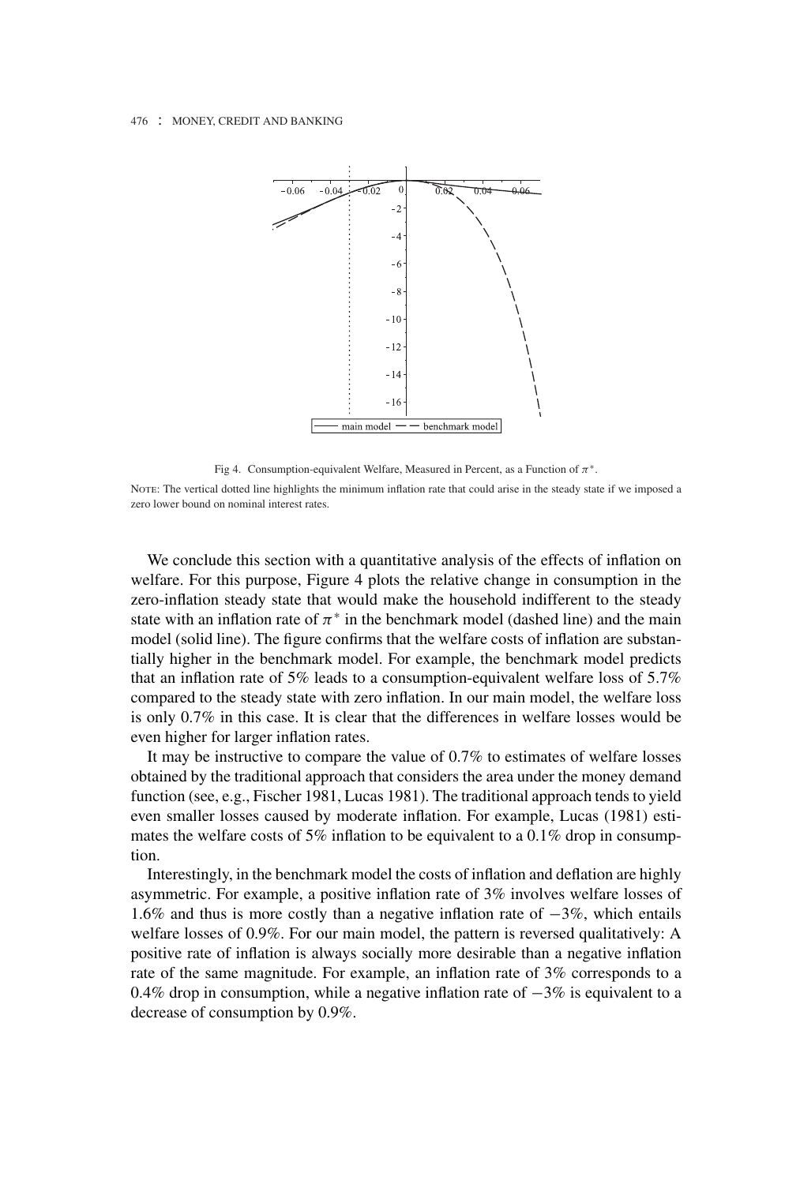−0.06 −0.04 −0.02 0 0.02 0.04 0.06

−2
−4
−6
−8
−10
−12
−14
−16

main model — — benchmark model

Fig 4. Consumption-equivalent Welfare, Measured in Percent, as a Function of $\pi^*$.

NOTE: The vertical dotted line highlights the minimum inflation rate that could arise in the steady state if we imposed a zero lower bound on nominal interest rates.

We conclude this section with a quantitative analysis of the effects of inflation on welfare. For this purpose, Figure 4 plots the relative change in consumption in the zero-inflation steady state that would make the household indifferent to the steady state with an inflation rate of $\pi^*$ in the benchmark model (dashed line) and the main model (solid line). The figure confirms that the welfare costs of inflation are substantially higher in the benchmark model. For example, the benchmark model predicts that an inflation rate of 5% leads to a consumption-equivalent welfare loss of 5.7% compared to the steady state with zero inflation. In our main model, the welfare loss is only 0.7% in this case. It is clear that the differences in welfare losses would be even higher for larger inflation rates.

It may be instructive to compare the value of 0.7% to estimates of welfare losses obtained by the traditional approach that considers the area under the money demand function (see, e.g., Fischer 1981, Lucas 1981). The traditional approach tends to yield even smaller losses caused by moderate inflation. For example, Lucas (1981) estimates the welfare costs of 5% inflation to be equivalent to a 0.1% drop in consumption.

Interestingly, in the benchmark model the costs of inflation and deflation are highly asymmetric. For example, a positive inflation rate of 3% involves welfare losses of 1.6% and thus is more costly than a negative inflation rate of −3%, which entails welfare losses of 0.9%. For our main model, the pattern is reversed qualitatively: A positive rate of inflation is always socially more desirable than a negative inflation rate of the same magnitude. For example, an inflation rate of 3% corresponds to a 0.4% drop in consumption, while a negative inflation rate of −3% is equivalent to a decrease of consumption by 0.9%.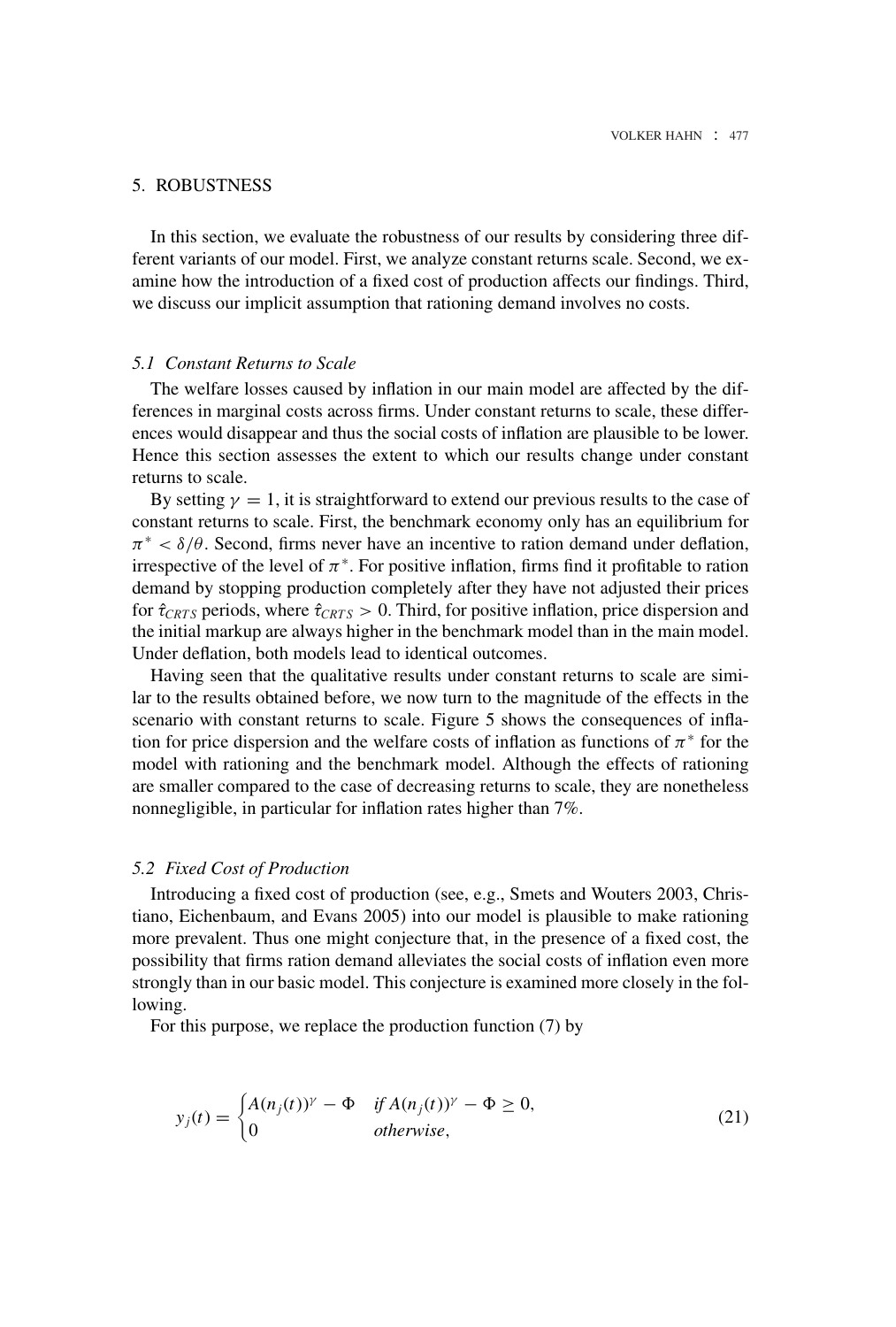## 5. ROBUSTNESS

In this section, we evaluate the robustness of our results by considering three different variants of our model. First, we analyze constant returns scale. Second, we examine how the introduction of a fixed cost of production affects our findings. Third, we discuss our implicit assumption that rationing demand involves no costs.

### 5.1 *Constant Returns to Scale*

The welfare losses caused by inflation in our main model are affected by the differences in marginal costs across firms. Under constant returns to scale, these differences would disappear and thus the social costs of inflation are plausible to be lower. Hence this section assesses the extent to which our results change under constant returns to scale.

By setting $\gamma = 1$, it is straightforward to extend our previous results to the case of constant returns to scale. First, the benchmark economy only has an equilibrium for $\pi^* < \delta/\theta$. Second, firms never have an incentive to ration demand under deflation, irrespective of the level of $\pi^*$. For positive inflation, firms find it profitable to ration demand by stopping production completely after they have not adjusted their prices for $\hat{\tau}_{CRTS}$ periods, where $\hat{\tau}_{CRTS} > 0$. Third, for positive inflation, price dispersion and the initial markup are always higher in the benchmark model than in the main model. Under deflation, both models lead to identical outcomes.

Having seen that the qualitative results under constant returns to scale are similar to the results obtained before, we now turn to the magnitude of the effects in the scenario with constant returns to scale. Figure 5 shows the consequences of inflation for price dispersion and the welfare costs of inflation as functions of $\pi^*$ for the model with rationing and the benchmark model. Although the effects of rationing are smaller compared to the case of decreasing returns to scale, they are nonetheless nonnegligible, in particular for inflation rates higher than 7%.

### 5.2 *Fixed Cost of Production*

Introducing a fixed cost of production (see, e.g., Smets and Wouters 2003, Christiano, Eichenbaum, and Evans 2005) into our model is plausible to make rationing more prevalent. Thus one might conjecture that, in the presence of a fixed cost, the possibility that firms ration demand alleviates the social costs of inflation even more strongly than in our basic model. This conjecture is examined more closely in the following.

For this purpose, we replace the production function (7) by

$$y_j(t) = \begin{cases} A(n_j(t))^\gamma - \Phi & \textit{if } A(n_j(t))^\gamma - \Phi \geq 0, \\ 0 & \textit{otherwise}, \end{cases} \tag{21}$$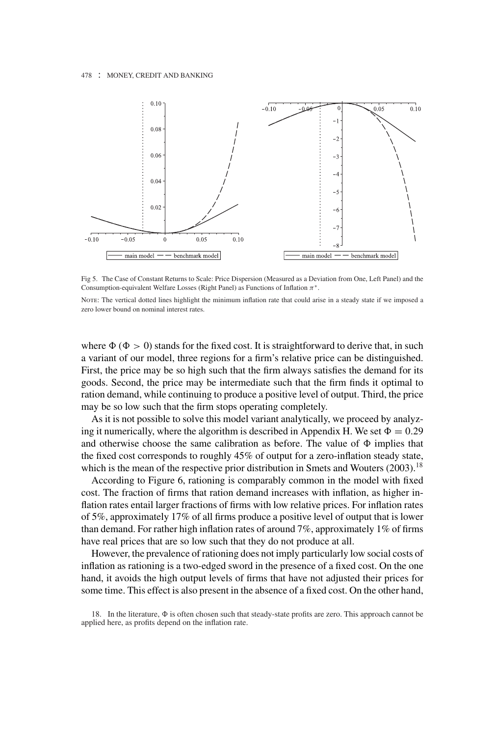-0.10 -0.05 0 0.05 0.10

0.10 0.08 0.06 0.04 0.02

main model — — benchmark model

-0.10 -0.05 0 0.05 0.10

-1 -2 -3 -4 -5 -6 -7 -8

main model — — benchmark model

Fig 5. The Case of Constant Returns to Scale: Price Dispersion (Measured as a Deviation from One, Left Panel) and the Consumption-equivalent Welfare Losses (Right Panel) as Functions of Inflation $\pi^*$.

Note: The vertical dotted lines highlight the minimum inflation rate that could arise in a steady state if we imposed a zero lower bound on nominal interest rates.

where $\Phi$ ($\Phi > 0$) stands for the fixed cost. It is straightforward to derive that, in such a variant of our model, three regions for a firm's relative price can be distinguished. First, the price may be so high such that the firm always satisfies the demand for its goods. Second, the price may be intermediate such that the firm finds it optimal to ration demand, while continuing to produce a positive level of output. Third, the price may be so low such that the firm stops operating completely.

As it is not possible to solve this model variant analytically, we proceed by analyzing it numerically, where the algorithm is described in Appendix H. We set $\Phi = 0.29$ and otherwise choose the same calibration as before. The value of $\Phi$ implies that the fixed cost corresponds to roughly 45% of output for a zero-inflation steady state, which is the mean of the respective prior distribution in Smets and Wouters (2003).[18]

According to Figure 6, rationing is comparably common in the model with fixed cost. The fraction of firms that ration demand increases with inflation, as higher inflation rates entail larger fractions of firms with low relative prices. For inflation rates of 5%, approximately 17% of all firms produce a positive level of output that is lower than demand. For rather high inflation rates of around 7%, approximately 1% of firms have real prices that are so low such that they do not produce at all.

However, the prevalence of rationing does not imply particularly low social costs of inflation as rationing is a two-edged sword in the presence of a fixed cost. On the one hand, it avoids the high output levels of firms that have not adjusted their prices for some time. This effect is also present in the absence of a fixed cost. On the other hand,

18. In the literature, $\Phi$ is often chosen such that steady-state profits are zero. This approach cannot be applied here, as profits depend on the inflation rate.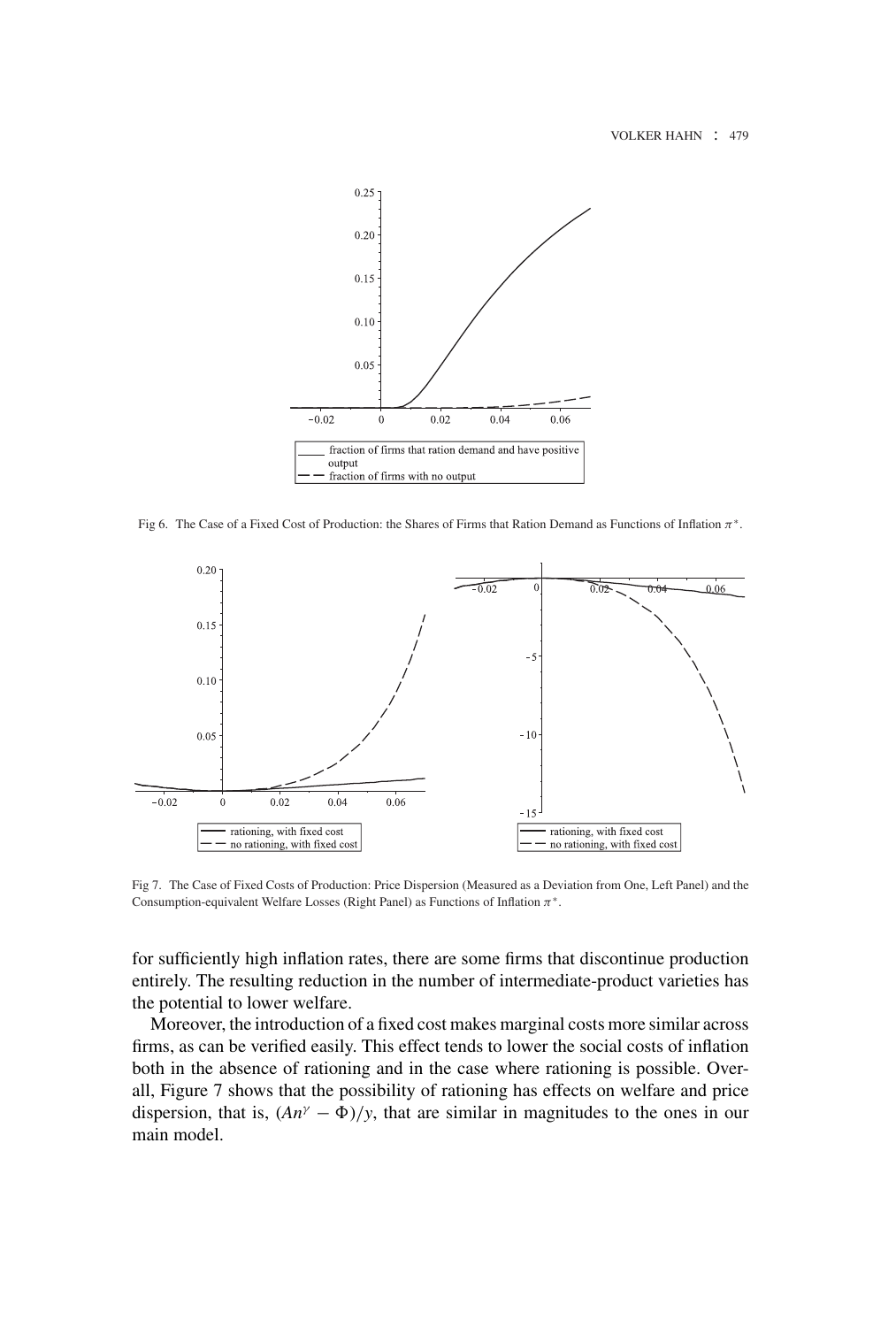0.25

0.20

0.15

0.10

0.05

−0.02 0 0.02 0.04 0.06

fraction of firms that ration demand and have positive output

fraction of firms with no output

Fig 6. The Case of a Fixed Cost of Production: the Shares of Firms that Ration Demand as Functions of Inflation $\pi^*$.

0.20

0.15

0.10

0.05

−0.02 0 0.02 0.04 0.06

rationing, with fixed cost

no rationing, with fixed cost

−0.02 0 0.02 0.04 0.06

-5

-10

-15

rationing, with fixed cost

no rationing, with fixed cost

Fig 7. The Case of Fixed Costs of Production: Price Dispersion (Measured as a Deviation from One, Left Panel) and the Consumption-equivalent Welfare Losses (Right Panel) as Functions of Inflation $\pi^*$.

for sufficiently high inflation rates, there are some firms that discontinue production entirely. The resulting reduction in the number of intermediate-product varieties has the potential to lower welfare.

Moreover, the introduction of a fixed cost makes marginal costs more similar across firms, as can be verified easily. This effect tends to lower the social costs of inflation both in the absence of rationing and in the case where rationing is possible. Overall, Figure 7 shows that the possibility of rationing has effects on welfare and price dispersion, that is, $(An^{\gamma} - \Phi)/y$, that are similar in magnitudes to the ones in our main model.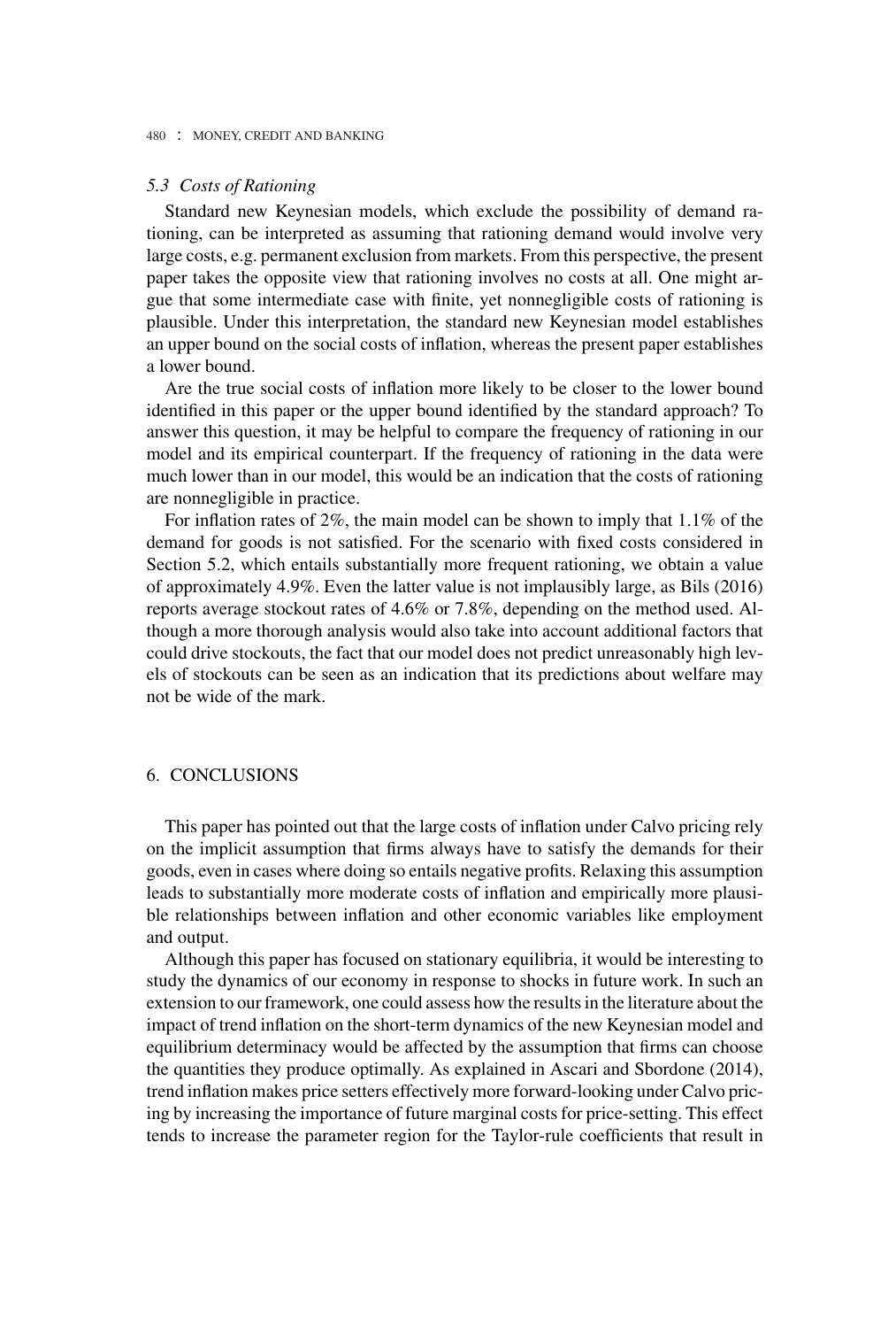### 5.3 *Costs of Rationing*

Standard new Keynesian models, which exclude the possibility of demand rationing, can be interpreted as assuming that rationing demand would involve very large costs, e.g. permanent exclusion from markets. From this perspective, the present paper takes the opposite view that rationing involves no costs at all. One might argue that some intermediate case with finite, yet nonnegligible costs of rationing is plausible. Under this interpretation, the standard new Keynesian model establishes an upper bound on the social costs of inflation, whereas the present paper establishes a lower bound.

Are the true social costs of inflation more likely to be closer to the lower bound identified in this paper or the upper bound identified by the standard approach? To answer this question, it may be helpful to compare the frequency of rationing in our model and its empirical counterpart. If the frequency of rationing in the data were much lower than in our model, this would be an indication that the costs of rationing are nonnegligible in practice.

For inflation rates of 2%, the main model can be shown to imply that 1.1% of the demand for goods is not satisfied. For the scenario with fixed costs considered in Section 5.2, which entails substantially more frequent rationing, we obtain a value of approximately 4.9%. Even the latter value is not implausibly large, as Bils (2016) reports average stockout rates of 4.6% or 7.8%, depending on the method used. Although a more thorough analysis would also take into account additional factors that could drive stockouts, the fact that our model does not predict unreasonably high levels of stockouts can be seen as an indication that its predictions about welfare may not be wide of the mark.

## 6. CONCLUSIONS

This paper has pointed out that the large costs of inflation under Calvo pricing rely on the implicit assumption that firms always have to satisfy the demands for their goods, even in cases where doing so entails negative profits. Relaxing this assumption leads to substantially more moderate costs of inflation and empirically more plausible relationships between inflation and other economic variables like employment and output.

Although this paper has focused on stationary equilibria, it would be interesting to study the dynamics of our economy in response to shocks in future work. In such an extension to our framework, one could assess how the results in the literature about the impact of trend inflation on the short-term dynamics of the new Keynesian model and equilibrium determinacy would be affected by the assumption that firms can choose the quantities they produce optimally. As explained in Ascari and Sbordone (2014), trend inflation makes price setters effectively more forward-looking under Calvo pricing by increasing the importance of future marginal costs for price-setting. This effect tends to increase the parameter region for the Taylor-rule coefficients that result in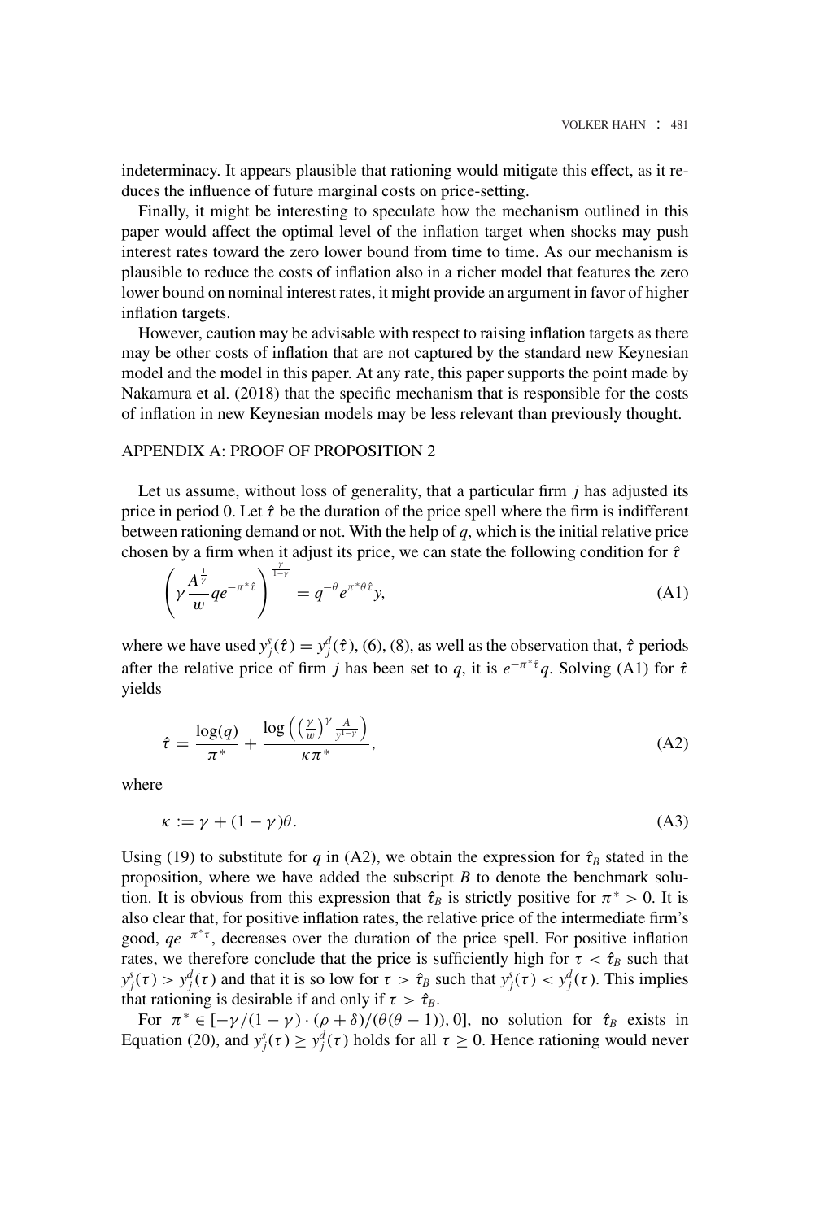indeterminacy. It appears plausible that rationing would mitigate this effect, as it reduces the influence of future marginal costs on price-setting.

Finally, it might be interesting to speculate how the mechanism outlined in this paper would affect the optimal level of the inflation target when shocks may push interest rates toward the zero lower bound from time to time. As our mechanism is plausible to reduce the costs of inflation also in a richer model that features the zero lower bound on nominal interest rates, it might provide an argument in favor of higher inflation targets.

However, caution may be advisable with respect to raising inflation targets as there may be other costs of inflation that are not captured by the standard new Keynesian model and the model in this paper. At any rate, this paper supports the point made by Nakamura et al. (2018) that the specific mechanism that is responsible for the costs of inflation in new Keynesian models may be less relevant than previously thought.

## APPENDIX A: PROOF OF PROPOSITION 2

Let us assume, without loss of generality, that a particular firm $j$ has adjusted its price in period 0. Let $\hat{\tau}$ be the duration of the price spell where the firm is indifferent between rationing demand or not. With the help of $q$, which is the initial relative price chosen by a firm when it adjust its price, we can state the following condition for $\hat{\tau}$

$$\left(\gamma \frac{A^{\frac{1}{\gamma}}}{w} q e^{-\pi^* \hat{\tau}}\right)^{\frac{\gamma}{1-\gamma}} = q^{-\theta} e^{\pi^* \theta \hat{\tau}} y, \tag{A1}$$

where we have used $y_j^s(\hat{\tau}) = y_j^d(\hat{\tau})$, (6), (8), as well as the observation that, $\hat{\tau}$ periods after the relative price of firm $j$ has been set to $q$, it is $e^{-\pi^* \hat{\tau}} q$. Solving (A1) for $\hat{\tau}$ yields

$$\hat{\tau} = \frac{\log(q)}{\pi^*} + \frac{\log\left(\left(\frac{\gamma}{w}\right)^{\gamma} \frac{A}{y^{1-\gamma}}\right)}{\kappa \pi^*}, \tag{A2}$$

where

$$\kappa := \gamma + (1-\gamma)\theta. \tag{A3}$$

Using (19) to substitute for $q$ in (A2), we obtain the expression for $\hat{\tau}_B$ stated in the proposition, where we have added the subscript $B$ to denote the benchmark solution. It is obvious from this expression that $\hat{\tau}_B$ is strictly positive for $\pi^* > 0$. It is also clear that, for positive inflation rates, the relative price of the intermediate firm's good, $q e^{-\pi^* \tau}$, decreases over the duration of the price spell. For positive inflation rates, we therefore conclude that the price is sufficiently high for $\tau < \hat{\tau}_B$ such that $y_j^s(\tau) > y_j^d(\tau)$ and that it is so low for $\tau > \hat{\tau}_B$ such that $y_j^s(\tau) < y_j^d(\tau)$. This implies that rationing is desirable if and only if $\tau > \hat{\tau}_B$.

For $\pi^* \in [-\gamma/(1-\gamma) \cdot (\rho + \delta)/(\theta(\theta - 1)), 0]$, no solution for $\hat{\tau}_B$ exists in Equation (20), and $y_j^s(\tau) \geq y_j^d(\tau)$ holds for all $\tau \geq 0$. Hence rationing would never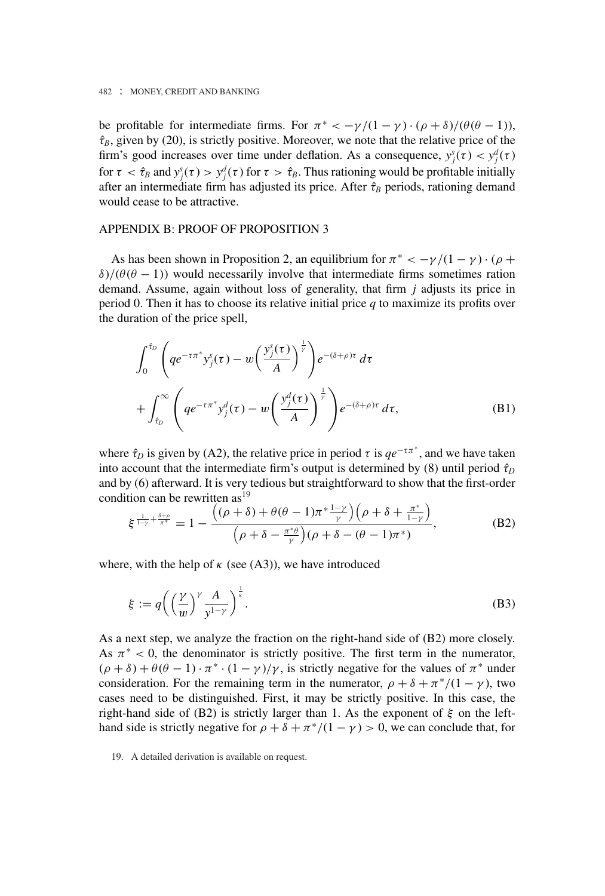be profitable for intermediate firms. For $\pi^* < -\gamma/(1-\gamma)\cdot(\rho+\delta)/(\theta(\theta-1))$, $\hat{\tau}_B$, given by (20), is strictly positive. Moreover, we note that the relative price of the firm's good increases over time under deflation. As a consequence, $y_j^s(\tau) < y_j^d(\tau)$ for $\tau < \hat{\tau}_B$ and $y_j^s(\tau) > y_j^d(\tau)$ for $\tau > \hat{\tau}_B$. Thus rationing would be profitable initially after an intermediate firm has adjusted its price. After $\hat{\tau}_B$ periods, rationing demand would cease to be attractive.

## APPENDIX B: PROOF OF PROPOSITION 3

As has been shown in Proposition 2, an equilibrium for $\pi^* < -\gamma/(1-\gamma)\cdot(\rho+\delta)/(\theta(\theta-1))$ would necessarily involve that intermediate firms sometimes ration demand. Assume, again without loss of generality, that firm $j$ adjusts its price in period 0. Then it has to choose its relative initial price $q$ to maximize its profits over the duration of the price spell,

$$\int_0^{\hat{\tau}_D}\left(qe^{-\tau\pi^*}y_j^s(\tau) - w\left(\frac{y_j^s(\tau)}{A}\right)^{\frac{1}{\gamma}}\right)e^{-(\delta+\rho)\tau}\,d\tau$$
$$+\int_{\hat{\tau}_D}^{\infty}\left(qe^{-\tau\pi^*}y_j^d(\tau) - w\left(\frac{y_j^d(\tau)}{A}\right)^{\frac{1}{\gamma}}\right)e^{-(\delta+\rho)\tau}\,d\tau, \tag{B1}$$

where $\hat{\tau}_D$ is given by (A2), the relative price in period $\tau$ is $qe^{-\tau\pi^*}$, and we have taken into account that the intermediate firm's output is determined by (8) until period $\hat{\tau}_D$ and by (6) afterward. It is very tedious but straightforward to show that the first-order condition can be rewritten as[19]

$$\xi^{\frac{1}{1-\gamma}+\frac{\delta+\rho}{\pi^*}} = 1 - \frac{\left((\rho+\delta)+\theta(\theta-1)\pi^*\frac{1-\gamma}{\gamma}\right)\left(\rho+\delta+\frac{\pi^*}{1-\gamma}\right)}{\left(\rho+\delta-\frac{\pi^*\theta}{\gamma}\right)(\rho+\delta-(\theta-1)\pi^*)}, \tag{B2}$$

where, with the help of $\kappa$ (see (A3)), we have introduced

$$\xi := q\left(\left(\frac{\gamma}{w}\right)^{\gamma}\frac{A}{y^{1-\gamma}}\right)^{\frac{1}{\kappa}}. \tag{B3}$$

As a next step, we analyze the fraction on the right-hand side of (B2) more closely. As $\pi^* < 0$, the denominator is strictly positive. The first term in the numerator, $(\rho+\delta)+\theta(\theta-1)\cdot\pi^*\cdot(1-\gamma)/\gamma$, is strictly negative for the values of $\pi^*$ under consideration. For the remaining term in the numerator, $\rho+\delta+\pi^*/(1-\gamma)$, two cases need to be distinguished. First, it may be strictly positive. In this case, the right-hand side of (B2) is strictly larger than 1. As the exponent of $\xi$ on the left-hand side is strictly negative for $\rho+\delta+\pi^*/(1-\gamma) > 0$, we can conclude that, for

19. A detailed derivation is available on request.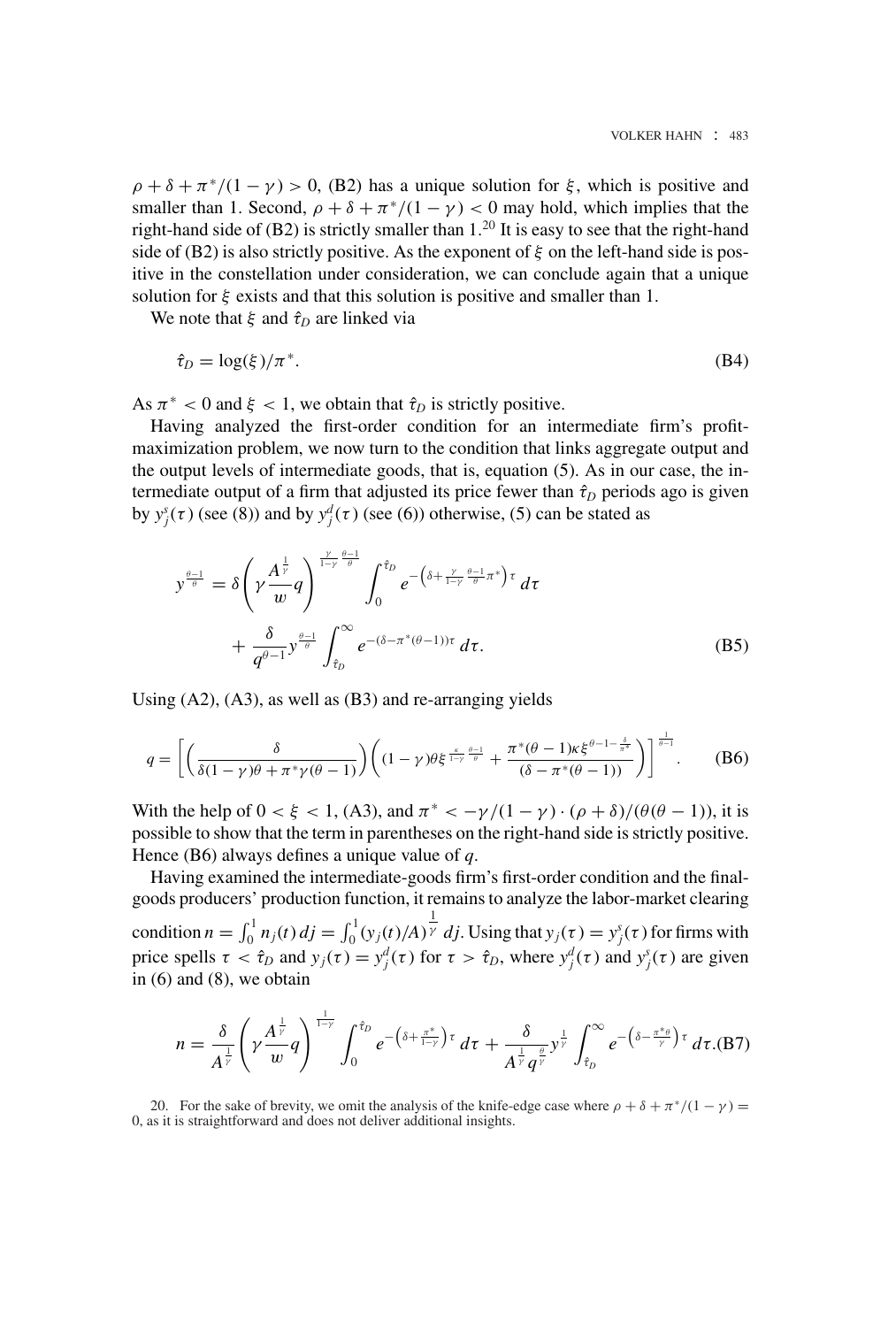$\rho + \delta + \pi^*/(1-\gamma) > 0$, (B2) has a unique solution for $\xi$, which is positive and smaller than 1. Second, $\rho + \delta + \pi^*/(1-\gamma) < 0$ may hold, which implies that the right-hand side of (B2) is strictly smaller than 1.[20] It is easy to see that the right-hand side of (B2) is also strictly positive. As the exponent of $\xi$ on the left-hand side is positive in the constellation under consideration, we can conclude again that a unique solution for $\xi$ exists and that this solution is positive and smaller than 1.

We note that $\xi$ and $\hat{\tau}_D$ are linked via

$$\hat{\tau}_D = \log(\xi)/\pi^*. \tag{B4}$$

As $\pi^* < 0$ and $\xi < 1$, we obtain that $\hat{\tau}_D$ is strictly positive.

Having analyzed the first-order condition for an intermediate firm's profit-maximization problem, we now turn to the condition that links aggregate output and the output levels of intermediate goods, that is, equation (5). As in our case, the intermediate output of a firm that adjusted its price fewer than $\hat{\tau}_D$ periods ago is given by $y_j^s(\tau)$ (see (8)) and by $y_j^d(\tau)$ (see (6)) otherwise, (5) can be stated as

$$y^{\frac{\theta-1}{\theta}} = \delta\left(\gamma \frac{A^{\frac{1}{\gamma}}}{w} q\right)^{\frac{\gamma}{1-\gamma}\frac{\theta-1}{\theta}} \int_0^{\hat{\tau}_D} e^{-\left(\delta + \frac{\gamma}{1-\gamma}\frac{\theta-1}{\theta}\pi^*\right)\tau} d\tau + \frac{\delta}{q^{\theta-1}} y^{\frac{\theta-1}{\theta}} \int_{\hat{\tau}_D}^{\infty} e^{-(\delta - \pi^*(\theta-1))\tau} d\tau. \tag{B5}$$

Using (A2), (A3), as well as (B3) and re-arranging yields

$$q = \left[\left(\frac{\delta}{\delta(1-\gamma)\theta + \pi^*\gamma(\theta-1)}\right)\left((1-\gamma)\theta\xi^{\frac{\kappa}{1-\gamma}\frac{\theta-1}{\theta}} + \frac{\pi^*(\theta-1)\kappa\xi^{\theta-1-\frac{\delta}{\pi^*}}}{(\delta - \pi^*(\theta-1))}\right)\right]^{\frac{1}{\theta-1}}. \tag{B6}$$

With the help of $0 < \xi < 1$, (A3), and $\pi^* < -\gamma/(1-\gamma)\cdot(\rho+\delta)/(\theta(\theta-1))$, it is possible to show that the term in parentheses on the right-hand side is strictly positive. Hence (B6) always defines a unique value of $q$.

Having examined the intermediate-goods firm's first-order condition and the final-goods producers' production function, it remains to analyze the labor-market clearing condition $n = \int_0^1 n_j(t)\,dj = \int_0^1 (y_j(t)/A)^{\frac{1}{\gamma}}\,dj$. Using that $y_j(\tau) = y_j^s(\tau)$ for firms with price spells $\tau < \hat{\tau}_D$ and $y_j(\tau) = y_j^d(\tau)$ for $\tau > \hat{\tau}_D$, where $y_j^d(\tau)$ and $y_j^s(\tau)$ are given in (6) and (8), we obtain

$$n = \frac{\delta}{A^{\frac{1}{\gamma}}}\left(\gamma\frac{A^{\frac{1}{\gamma}}}{w}q\right)^{\frac{1}{1-\gamma}} \int_0^{\hat{\tau}_D} e^{-\left(\delta + \frac{\pi^*}{1-\gamma}\right)\tau} d\tau + \frac{\delta}{A^{\frac{1}{\gamma}} q^{\frac{\theta}{\gamma}}} y^{\frac{1}{\gamma}} \int_{\hat{\tau}_D}^{\infty} e^{-\left(\delta - \frac{\pi^*\theta}{\gamma}\right)\tau} d\tau. \tag{B7}$$

20. For the sake of brevity, we omit the analysis of the knife-edge case where $\rho + \delta + \pi^*/(1-\gamma) = 0$, as it is straightforward and does not deliver additional insights.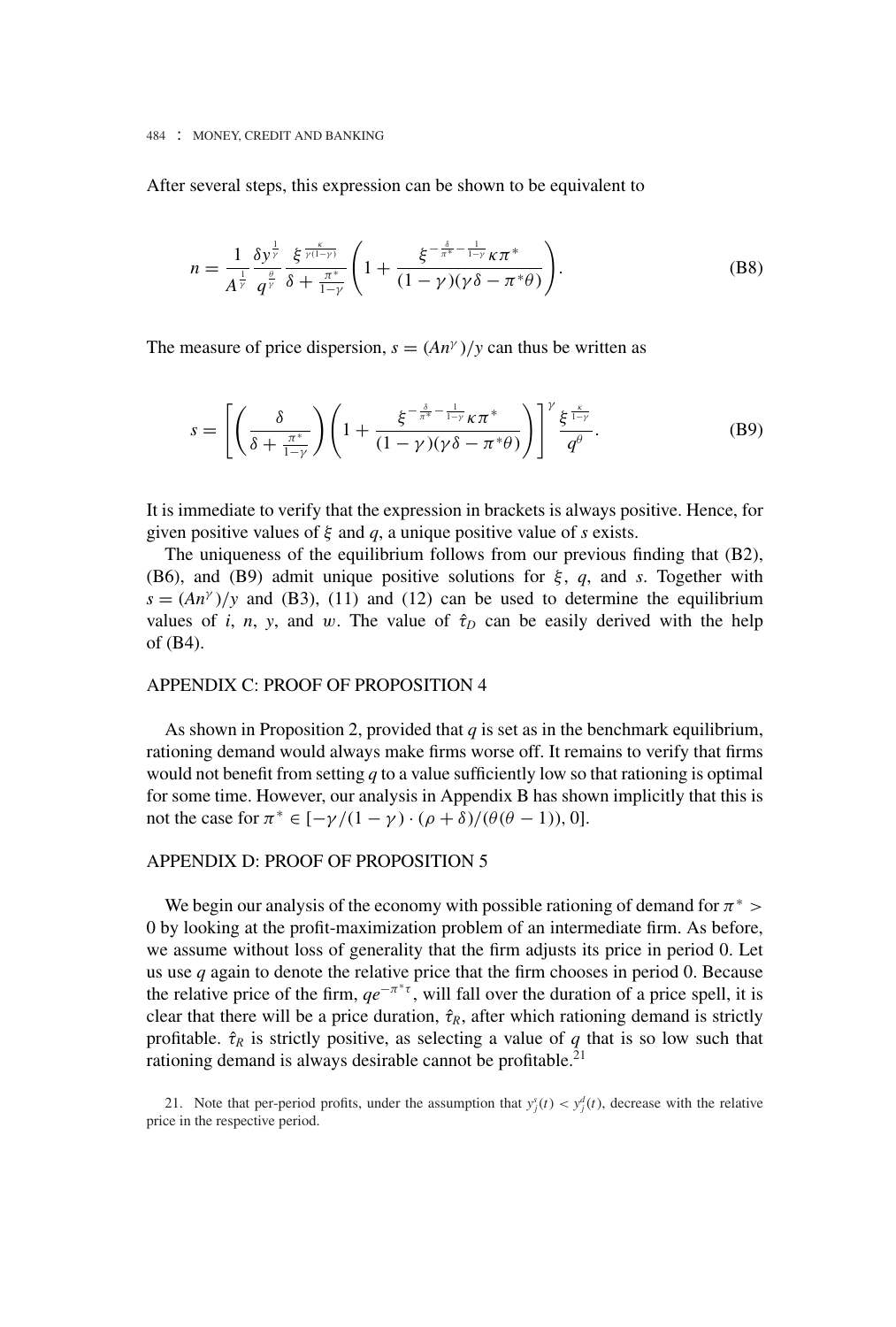After several steps, this expression can be shown to be equivalent to

$$n = \frac{1}{A^{\frac{1}{\gamma}}} \frac{\delta y^{\frac{1}{\gamma}}}{q^{\frac{\theta}{\gamma}}} \frac{\xi^{\frac{\kappa}{\gamma(1-\gamma)}}}{\delta + \frac{\pi^*}{1-\gamma}} \left( 1 + \frac{\xi^{-\frac{\delta}{\pi^*} - \frac{1}{1-\gamma}} \kappa \pi^*}{(1-\gamma)(\gamma\delta - \pi^*\theta)} \right). \tag{B8}$$

The measure of price dispersion, $s = (An^{\gamma})/y$ can thus be written as

$$s = \left[ \left( \frac{\delta}{\delta + \frac{\pi^*}{1-\gamma}} \right) \left( 1 + \frac{\xi^{-\frac{\delta}{\pi^*} - \frac{1}{1-\gamma}} \kappa \pi^*}{(1-\gamma)(\gamma\delta - \pi^*\theta)} \right) \right]^{\gamma} \frac{\xi^{\frac{\kappa}{1-\gamma}}}{q^{\theta}}. \tag{B9}$$

It is immediate to verify that the expression in brackets is always positive. Hence, for given positive values of $\xi$ and $q$, a unique positive value of $s$ exists.

The uniqueness of the equilibrium follows from our previous finding that (B2), (B6), and (B9) admit unique positive solutions for $\xi$, $q$, and $s$. Together with $s = (An^{\gamma})/y$ and (B3), (11) and (12) can be used to determine the equilibrium values of $i$, $n$, $y$, and $w$. The value of $\hat{\tau}_D$ can be easily derived with the help of (B4).

## APPENDIX C: PROOF OF PROPOSITION 4

As shown in Proposition 2, provided that $q$ is set as in the benchmark equilibrium, rationing demand would always make firms worse off. It remains to verify that firms would not benefit from setting $q$ to a value sufficiently low so that rationing is optimal for some time. However, our analysis in Appendix B has shown implicitly that this is not the case for $\pi^* \in [-\gamma/(1-\gamma) \cdot (\rho + \delta)/(\theta(\theta - 1)), 0]$.

## APPENDIX D: PROOF OF PROPOSITION 5

We begin our analysis of the economy with possible rationing of demand for $\pi^* > 0$ by looking at the profit-maximization problem of an intermediate firm. As before, we assume without loss of generality that the firm adjusts its price in period 0. Let us use $q$ again to denote the relative price that the firm chooses in period 0. Because the relative price of the firm, $qe^{-\pi^*\tau}$, will fall over the duration of a price spell, it is clear that there will be a price duration, $\hat{\tau}_R$, after which rationing demand is strictly profitable. $\hat{\tau}_R$ is strictly positive, as selecting a value of $q$ that is so low such that rationing demand is always desirable cannot be profitable.[21]

21. Note that per-period profits, under the assumption that $y_j^s(t) < y_j^d(t)$, decrease with the relative price in the respective period.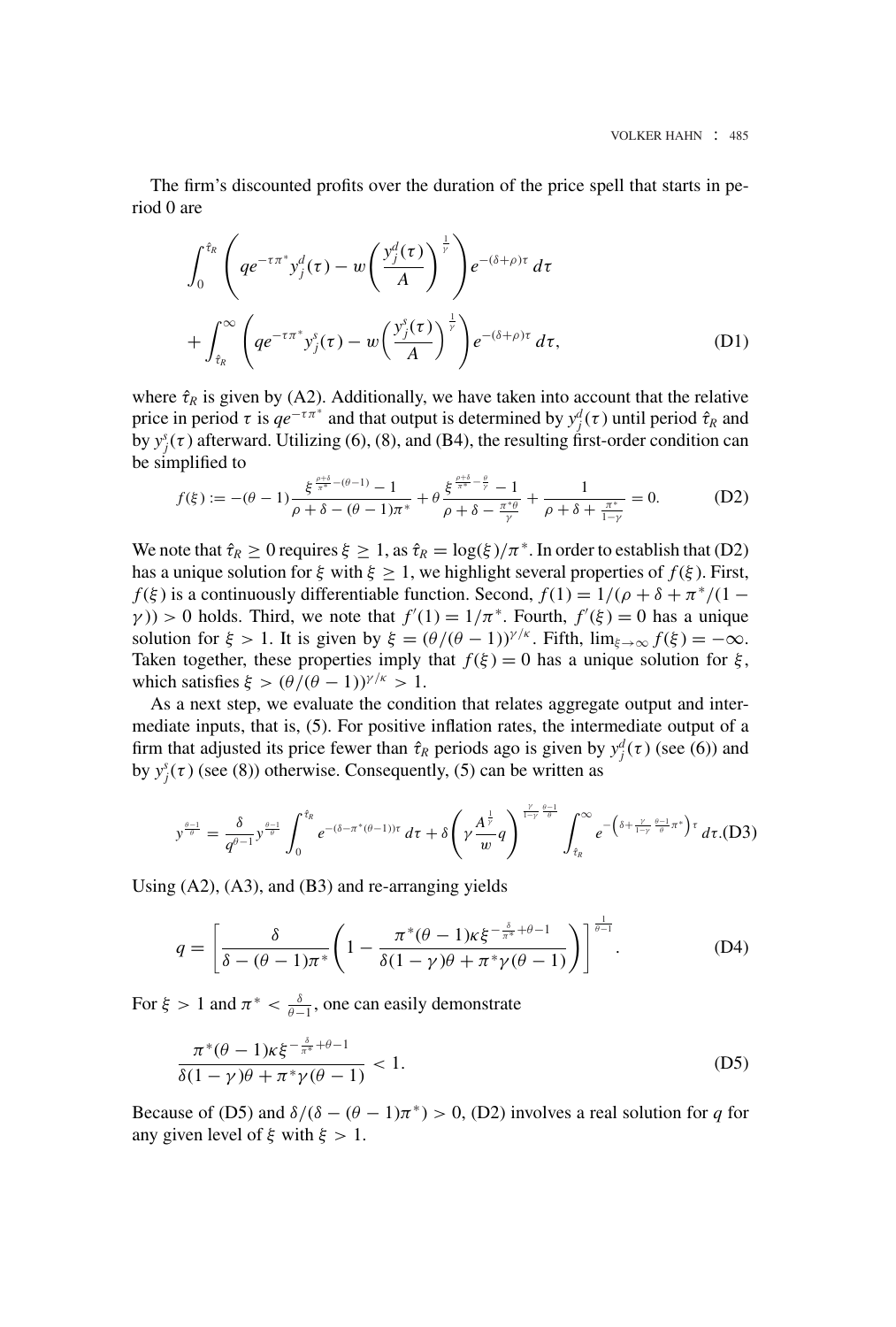The firm's discounted profits over the duration of the price spell that starts in period 0 are

$$\int_0^{\hat{\tau}_R} \left( q e^{-\tau\pi^*} y_j^d(\tau) - w \left( \frac{y_j^d(\tau)}{A} \right)^{\frac{1}{\gamma}} \right) e^{-(\delta+\rho)\tau} \, d\tau$$

$$+ \int_{\hat{\tau}_R}^{\infty} \left( q e^{-\tau\pi^*} y_j^s(\tau) - w \left( \frac{y_j^s(\tau)}{A} \right)^{\frac{1}{\gamma}} \right) e^{-(\delta+\rho)\tau} \, d\tau, \tag{D1}$$

where $\hat{\tau}_R$ is given by (A2). Additionally, we have taken into account that the relative price in period $\tau$ is $qe^{-\tau\pi^*}$ and that output is determined by $y_j^d(\tau)$ until period $\hat{\tau}_R$ and by $y_j^s(\tau)$ afterward. Utilizing (6), (8), and (B4), the resulting first-order condition can be simplified to

$$f(\xi) := -(\theta-1)\frac{\xi^{\frac{\rho+\delta}{\pi^*}-(\theta-1)}-1}{\rho+\delta-(\theta-1)\pi^*} + \theta \frac{\xi^{\frac{\rho+\delta}{\pi^*}-\frac{\theta}{\gamma}}-1}{\rho+\delta-\frac{\pi^*\theta}{\gamma}} + \frac{1}{\rho+\delta+\frac{\pi^*}{1-\gamma}} = 0. \tag{D2}$$

We note that $\hat{\tau}_R \geq 0$ requires $\xi \geq 1$, as $\hat{\tau}_R = \log(\xi)/\pi^*$. In order to establish that (D2) has a unique solution for $\xi$ with $\xi \geq 1$, we highlight several properties of $f(\xi)$. First, $f(\xi)$ is a continuously differentiable function. Second, $f(1) = 1/(\rho + \delta + \pi^*/(1-\gamma)) > 0$ holds. Third, we note that $f'(1) = 1/\pi^*$. Fourth, $f'(\xi) = 0$ has a unique solution for $\xi > 1$. It is given by $\xi = (\theta/(\theta-1))^{\gamma/\kappa}$. Fifth, $\lim_{\xi\to\infty} f(\xi) = -\infty$. Taken together, these properties imply that $f(\xi) = 0$ has a unique solution for $\xi$, which satisfies $\xi > (\theta/(\theta-1))^{\gamma/\kappa} > 1$.

As a next step, we evaluate the condition that relates aggregate output and intermediate inputs, that is, (5). For positive inflation rates, the intermediate output of a firm that adjusted its price fewer than $\hat{\tau}_R$ periods ago is given by $y_j^d(\tau)$ (see (6)) and by $y_j^s(\tau)$ (see (8)) otherwise. Consequently, (5) can be written as

$$y^{\frac{\theta-1}{\theta}} = \frac{\delta}{q^{\theta-1}} y^{\frac{\theta-1}{\theta}} \int_0^{\hat{\tau}_R} e^{-(\delta-\pi^*(\theta-1))\tau} \, d\tau + \delta \left( \gamma \frac{A^{\frac{1}{\gamma}}}{w} q \right)^{\frac{\gamma}{1-\gamma}\frac{\theta-1}{\theta}} \int_{\hat{\tau}_R}^{\infty} e^{-\left(\delta + \frac{\gamma}{1-\gamma}\frac{\theta-1}{\theta}\pi^*\right)\tau} \, d\tau. \tag{D3}$$

Using (A2), (A3), and (B3) and re-arranging yields

$$q = \left[ \frac{\delta}{\delta-(\theta-1)\pi^*} \left( 1 - \frac{\pi^*(\theta-1)\kappa\xi^{-\frac{\delta}{\pi^*}+\theta-1}}{\delta(1-\gamma)\theta+\pi^*\gamma(\theta-1)} \right) \right]^{\frac{1}{\theta-1}}. \tag{D4}$$

For $\xi > 1$ and $\pi^* < \frac{\delta}{\theta-1}$, one can easily demonstrate

$$\frac{\pi^*(\theta-1)\kappa\xi^{-\frac{\delta}{\pi^*}+\theta-1}}{\delta(1-\gamma)\theta+\pi^*\gamma(\theta-1)} < 1. \tag{D5}$$

Because of (D5) and $\delta/(\delta-(\theta-1)\pi^*) > 0$, (D2) involves a real solution for $q$ for any given level of $\xi$ with $\xi > 1$.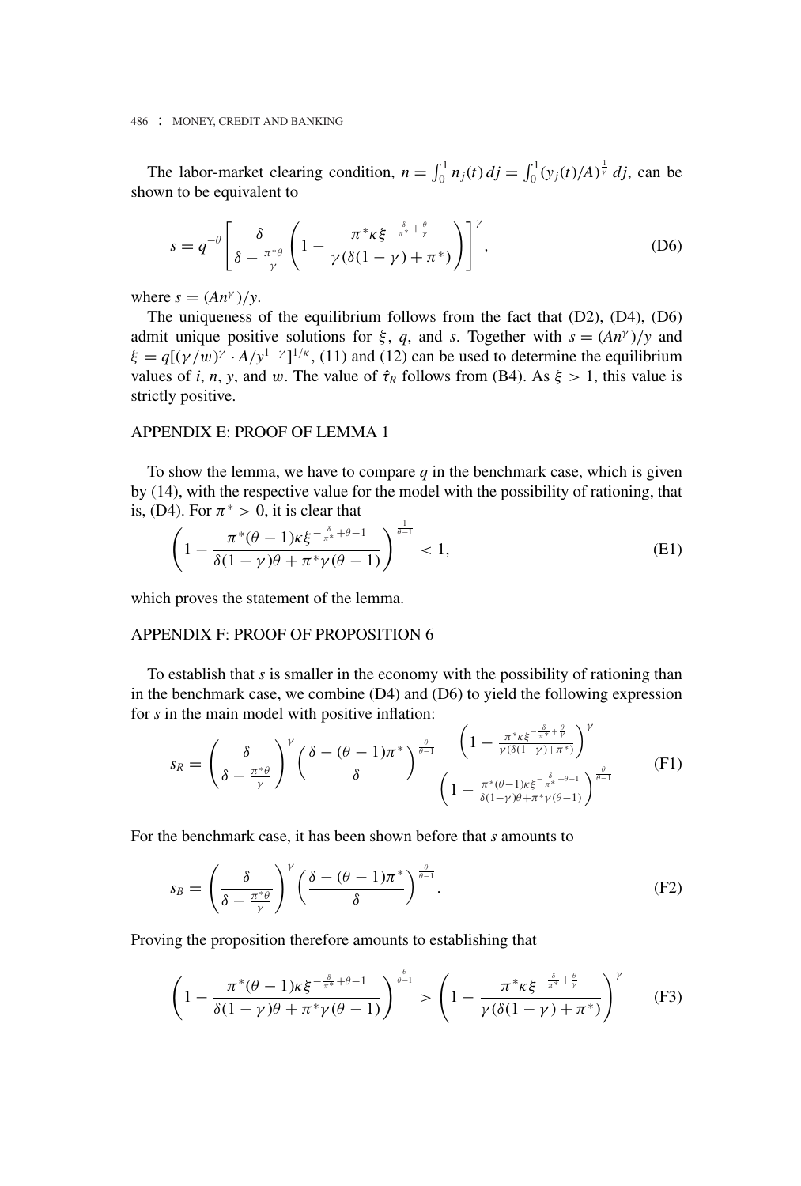The labor-market clearing condition, $n = \int_0^1 n_j(t)\,dj = \int_0^1 (y_j(t)/A)^{\frac{1}{\gamma}}\,dj$, can be shown to be equivalent to

$$s = q^{-\theta}\left[\frac{\delta}{\delta - \frac{\pi^*\theta}{\gamma}}\left(1 - \frac{\pi^*\kappa\xi^{-\frac{\delta}{\pi^*}+\frac{\theta}{\gamma}}}{\gamma(\delta(1-\gamma)+\pi^*)}\right)\right]^{\gamma}, \tag{D6}$$

where $s = (An^{\gamma})/y$.

The uniqueness of the equilibrium follows from the fact that (D2), (D4), (D6) admit unique positive solutions for $\xi$, $q$, and $s$. Together with $s = (An^{\gamma})/y$ and $\xi = q[(\gamma/w)^{\gamma} \cdot A/y^{1-\gamma}]^{1/\kappa}$, (11) and (12) can be used to determine the equilibrium values of $i$, $n$, $y$, and $w$. The value of $\hat{\tau}_R$ follows from (B4). As $\xi > 1$, this value is strictly positive.

## APPENDIX E: PROOF OF LEMMA 1

To show the lemma, we have to compare $q$ in the benchmark case, which is given by (14), with the respective value for the model with the possibility of rationing, that is, (D4). For $\pi^* > 0$, it is clear that

$$\left(1 - \frac{\pi^*(\theta-1)\kappa\xi^{-\frac{\delta}{\pi^*}+\theta-1}}{\delta(1-\gamma)\theta + \pi^*\gamma(\theta-1)}\right)^{\frac{1}{\theta-1}} < 1, \tag{E1}$$

which proves the statement of the lemma.

## APPENDIX F: PROOF OF PROPOSITION 6

To establish that $s$ is smaller in the economy with the possibility of rationing than in the benchmark case, we combine (D4) and (D6) to yield the following expression for $s$ in the main model with positive inflation:

$$s_R = \left(\frac{\delta}{\delta - \frac{\pi^*\theta}{\gamma}}\right)^{\gamma}\left(\frac{\delta - (\theta-1)\pi^*}{\delta}\right)^{\frac{\theta}{\theta-1}} \frac{\left(1 - \frac{\pi^*\kappa\xi^{-\frac{\delta}{\pi^*}+\frac{\theta}{\gamma}}}{\gamma(\delta(1-\gamma)+\pi^*)}\right)^{\gamma}}{\left(1 - \frac{\pi^*(\theta-1)\kappa\xi^{-\frac{\delta}{\pi^*}+\theta-1}}{\delta(1-\gamma)\theta+\pi^*\gamma(\theta-1)}\right)^{\frac{\theta}{\theta-1}}} \tag{F1}$$

For the benchmark case, it has been shown before that $s$ amounts to

$$s_B = \left(\frac{\delta}{\delta - \frac{\pi^*\theta}{\gamma}}\right)^{\gamma}\left(\frac{\delta - (\theta-1)\pi^*}{\delta}\right)^{\frac{\theta}{\theta-1}}. \tag{F2}$$

Proving the proposition therefore amounts to establishing that

$$\left(1 - \frac{\pi^*(\theta-1)\kappa\xi^{-\frac{\delta}{\pi^*}+\theta-1}}{\delta(1-\gamma)\theta + \pi^*\gamma(\theta-1)}\right)^{\frac{\theta}{\theta-1}} > \left(1 - \frac{\pi^*\kappa\xi^{-\frac{\delta}{\pi^*}+\frac{\theta}{\gamma}}}{\gamma(\delta(1-\gamma)+\pi^*)}\right)^{\gamma} \tag{F3}$$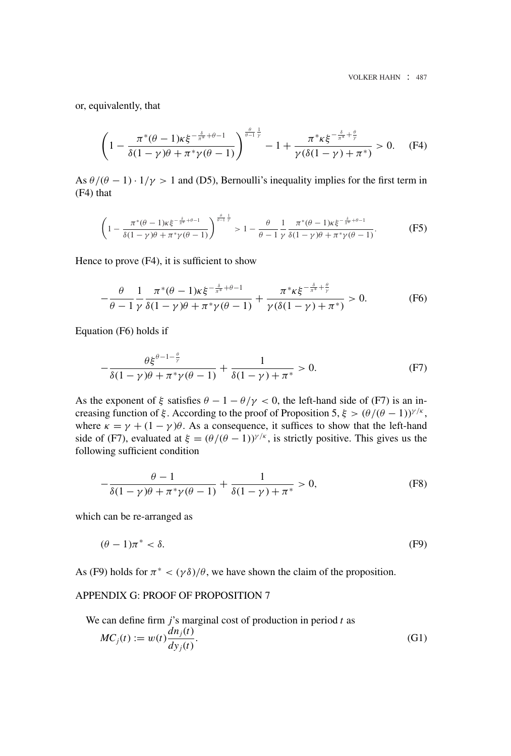or, equivalently, that

$$\left(1-\frac{\pi^*(\theta-1)\kappa\xi^{-\frac{\delta}{\pi^*}+\theta-1}}{\delta(1-\gamma)\theta+\pi^*\gamma(\theta-1)}\right)^{\frac{\theta}{\theta-1}\frac{1}{\gamma}}-1+\frac{\pi^*\kappa\xi^{-\frac{\delta}{\pi^*}+\frac{\theta}{\gamma}}}{\gamma(\delta(1-\gamma)+\pi^*)}>0. \tag{F4}$$

As $\theta/(\theta-1)\cdot 1/\gamma > 1$ and (D5), Bernoulli's inequality implies for the first term in (F4) that

$$\left(1-\frac{\pi^*(\theta-1)\kappa\xi^{-\frac{\delta}{\pi^*}+\theta-1}}{\delta(1-\gamma)\theta+\pi^*\gamma(\theta-1)}\right)^{\frac{\theta}{\theta-1}\frac{1}{\gamma}}>1-\frac{\theta}{\theta-1}\frac{1}{\gamma}\frac{\pi^*(\theta-1)\kappa\xi^{-\frac{\delta}{\pi^*}+\theta-1}}{\delta(1-\gamma)\theta+\pi^*\gamma(\theta-1)}. \tag{F5}$$

Hence to prove (F4), it is sufficient to show

$$-\frac{\theta}{\theta-1}\frac{1}{\gamma}\frac{\pi^*(\theta-1)\kappa\xi^{-\frac{\delta}{\pi^*}+\theta-1}}{\delta(1-\gamma)\theta+\pi^*\gamma(\theta-1)}+\frac{\pi^*\kappa\xi^{-\frac{\delta}{\pi^*}+\frac{\theta}{\gamma}}}{\gamma(\delta(1-\gamma)+\pi^*)}>0. \tag{F6}$$

Equation (F6) holds if

$$-\frac{\theta\xi^{\theta-1-\frac{\theta}{\gamma}}}{\delta(1-\gamma)\theta+\pi^*\gamma(\theta-1)}+\frac{1}{\delta(1-\gamma)+\pi^*}>0. \tag{F7}$$

As the exponent of $\xi$ satisfies $\theta-1-\theta/\gamma<0$, the left-hand side of (F7) is an increasing function of $\xi$. According to the proof of Proposition 5, $\xi>(\theta/(\theta-1))^{\gamma/\kappa}$, where $\kappa=\gamma+(1-\gamma)\theta$. As a consequence, it suffices to show that the left-hand side of (F7), evaluated at $\xi=(\theta/(\theta-1))^{\gamma/\kappa}$, is strictly positive. This gives us the following sufficient condition

$$-\frac{\theta-1}{\delta(1-\gamma)\theta+\pi^*\gamma(\theta-1)}+\frac{1}{\delta(1-\gamma)+\pi^*}>0, \tag{F8}$$

which can be re-arranged as

$$(\theta-1)\pi^*<\delta. \tag{F9}$$

As (F9) holds for $\pi^*<(\gamma\delta)/\theta$, we have shown the claim of the proposition.

## APPENDIX G: PROOF OF PROPOSITION 7

We can define firm $j$'s marginal cost of production in period $t$ as

$$MC_j(t) := w(t)\frac{dn_j(t)}{dy_j(t)}. \tag{G1}$$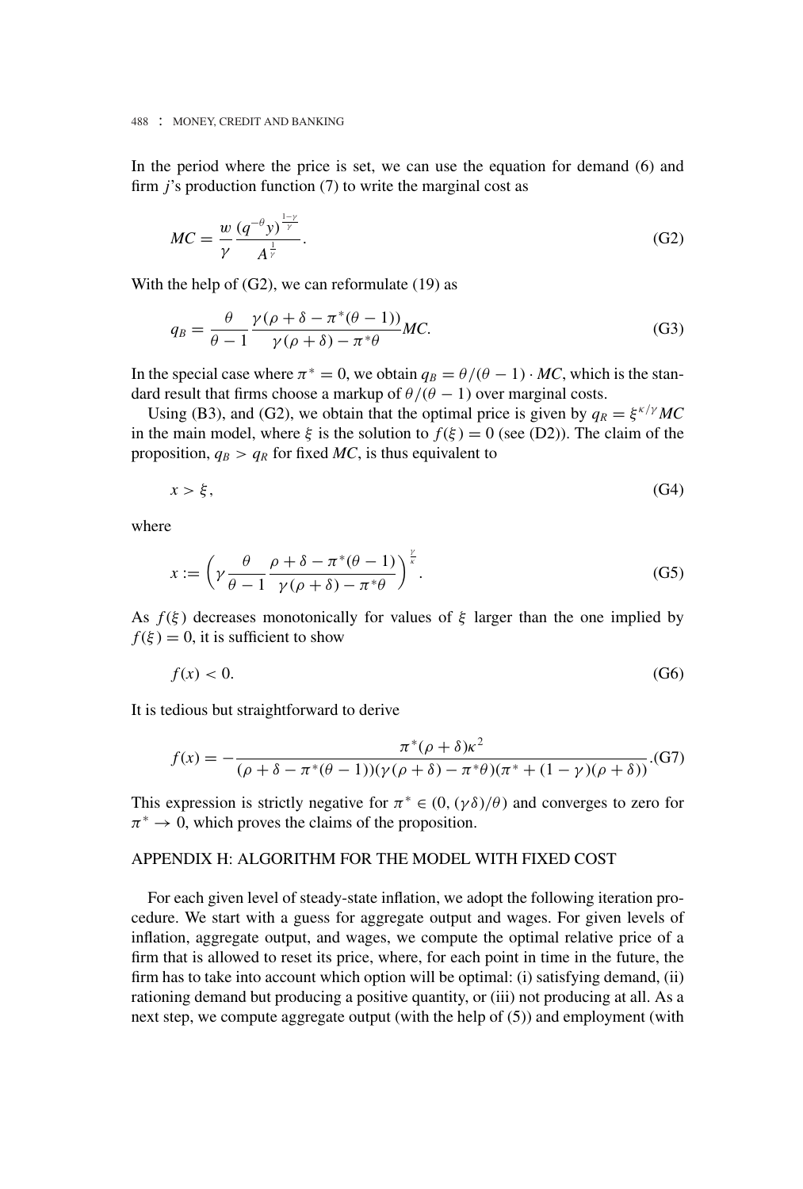In the period where the price is set, we can use the equation for demand (6) and firm $j$'s production function (7) to write the marginal cost as

$$MC = \frac{w}{\gamma} \frac{(q^{-\theta} y)^{\frac{1-\gamma}{\gamma}}}{A^{\frac{1}{\gamma}}}. \tag{G2}$$

With the help of (G2), we can reformulate (19) as

$$q_B = \frac{\theta}{\theta - 1} \frac{\gamma(\rho + \delta - \pi^*(\theta - 1))}{\gamma(\rho + \delta) - \pi^* \theta} MC. \tag{G3}$$

In the special case where $\pi^* = 0$, we obtain $q_B = \theta/(\theta - 1) \cdot MC$, which is the standard result that firms choose a markup of $\theta/(\theta - 1)$ over marginal costs.

Using (B3), and (G2), we obtain that the optimal price is given by $q_R = \xi^{\kappa/\gamma} MC$ in the main model, where $\xi$ is the solution to $f(\xi) = 0$ (see (D2)). The claim of the proposition, $q_B > q_R$ for fixed $MC$, is thus equivalent to

$$x > \xi, \tag{G4}$$

where

$$x := \left( \gamma \frac{\theta}{\theta - 1} \frac{\rho + \delta - \pi^*(\theta - 1)}{\gamma(\rho + \delta) - \pi^* \theta} \right)^{\frac{\gamma}{\kappa}}. \tag{G5}$$

As $f(\xi)$ decreases monotonically for values of $\xi$ larger than the one implied by $f(\xi) = 0$, it is sufficient to show

$$f(x) < 0. \tag{G6}$$

It is tedious but straightforward to derive

$$f(x) = -\frac{\pi^*(\rho + \delta)\kappa^2}{(\rho + \delta - \pi^*(\theta - 1))(\gamma(\rho + \delta) - \pi^* \theta)(\pi^* + (1 - \gamma)(\rho + \delta))}. \tag{G7}$$

This expression is strictly negative for $\pi^* \in (0, (\gamma\delta)/\theta)$ and converges to zero for $\pi^* \to 0$, which proves the claims of the proposition.

## APPENDIX H: ALGORITHM FOR THE MODEL WITH FIXED COST

For each given level of steady-state inflation, we adopt the following iteration procedure. We start with a guess for aggregate output and wages. For given levels of inflation, aggregate output, and wages, we compute the optimal relative price of a firm that is allowed to reset its price, where, for each point in time in the future, the firm has to take into account which option will be optimal: (i) satisfying demand, (ii) rationing demand but producing a positive quantity, or (iii) not producing at all. As a next step, we compute aggregate output (with the help of (5)) and employment (with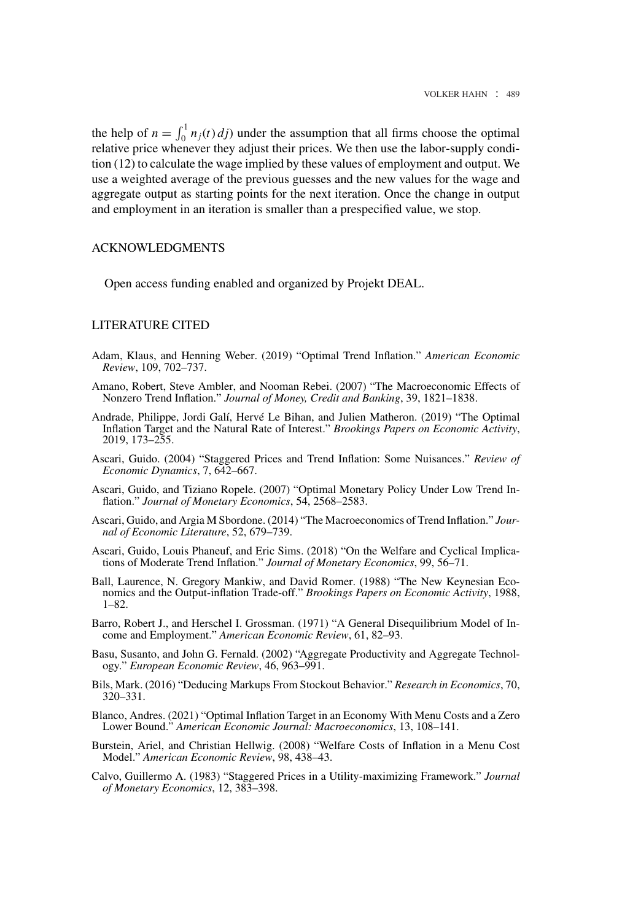the help of $n = \int_0^1 n_j(t)\,dj$) under the assumption that all firms choose the optimal relative price whenever they adjust their prices. We then use the labor-supply condition (12) to calculate the wage implied by these values of employment and output. We use a weighted average of the previous guesses and the new values for the wage and aggregate output as starting points for the next iteration. Once the change in output and employment in an iteration is smaller than a prespecified value, we stop.

## ACKNOWLEDGMENTS

Open access funding enabled and organized by Projekt DEAL.

## LITERATURE CITED

Adam, Klaus, and Henning Weber. (2019) "Optimal Trend Inflation." *American Economic Review*, 109, 702–737.

Amano, Robert, Steve Ambler, and Nooman Rebei. (2007) "The Macroeconomic Effects of Nonzero Trend Inflation." *Journal of Money, Credit and Banking*, 39, 1821–1838.

Andrade, Philippe, Jordi Galí, Hervé Le Bihan, and Julien Matheron. (2019) "The Optimal Inflation Target and the Natural Rate of Interest." *Brookings Papers on Economic Activity*, 2019, 173–255.

Ascari, Guido. (2004) "Staggered Prices and Trend Inflation: Some Nuisances." *Review of Economic Dynamics*, 7, 642–667.

Ascari, Guido, and Tiziano Ropele. (2007) "Optimal Monetary Policy Under Low Trend Inflation." *Journal of Monetary Economics*, 54, 2568–2583.

Ascari, Guido, and Argia M Sbordone. (2014) "The Macroeconomics of Trend Inflation." *Journal of Economic Literature*, 52, 679–739.

Ascari, Guido, Louis Phaneuf, and Eric Sims. (2018) "On the Welfare and Cyclical Implications of Moderate Trend Inflation." *Journal of Monetary Economics*, 99, 56–71.

Ball, Laurence, N. Gregory Mankiw, and David Romer. (1988) "The New Keynesian Economics and the Output-inflation Trade-off." *Brookings Papers on Economic Activity*, 1988, 1–82.

Barro, Robert J., and Herschel I. Grossman. (1971) "A General Disequilibrium Model of Income and Employment." *American Economic Review*, 61, 82–93.

Basu, Susanto, and John G. Fernald. (2002) "Aggregate Productivity and Aggregate Technology." *European Economic Review*, 46, 963–991.

Bils, Mark. (2016) "Deducing Markups From Stockout Behavior." *Research in Economics*, 70, 320–331.

Blanco, Andres. (2021) "Optimal Inflation Target in an Economy With Menu Costs and a Zero Lower Bound." *American Economic Journal: Macroeconomics*, 13, 108–141.

Burstein, Ariel, and Christian Hellwig. (2008) "Welfare Costs of Inflation in a Menu Cost Model." *American Economic Review*, 98, 438–43.

Calvo, Guillermo A. (1983) "Staggered Prices in a Utility-maximizing Framework." *Journal of Monetary Economics*, 12, 383–398.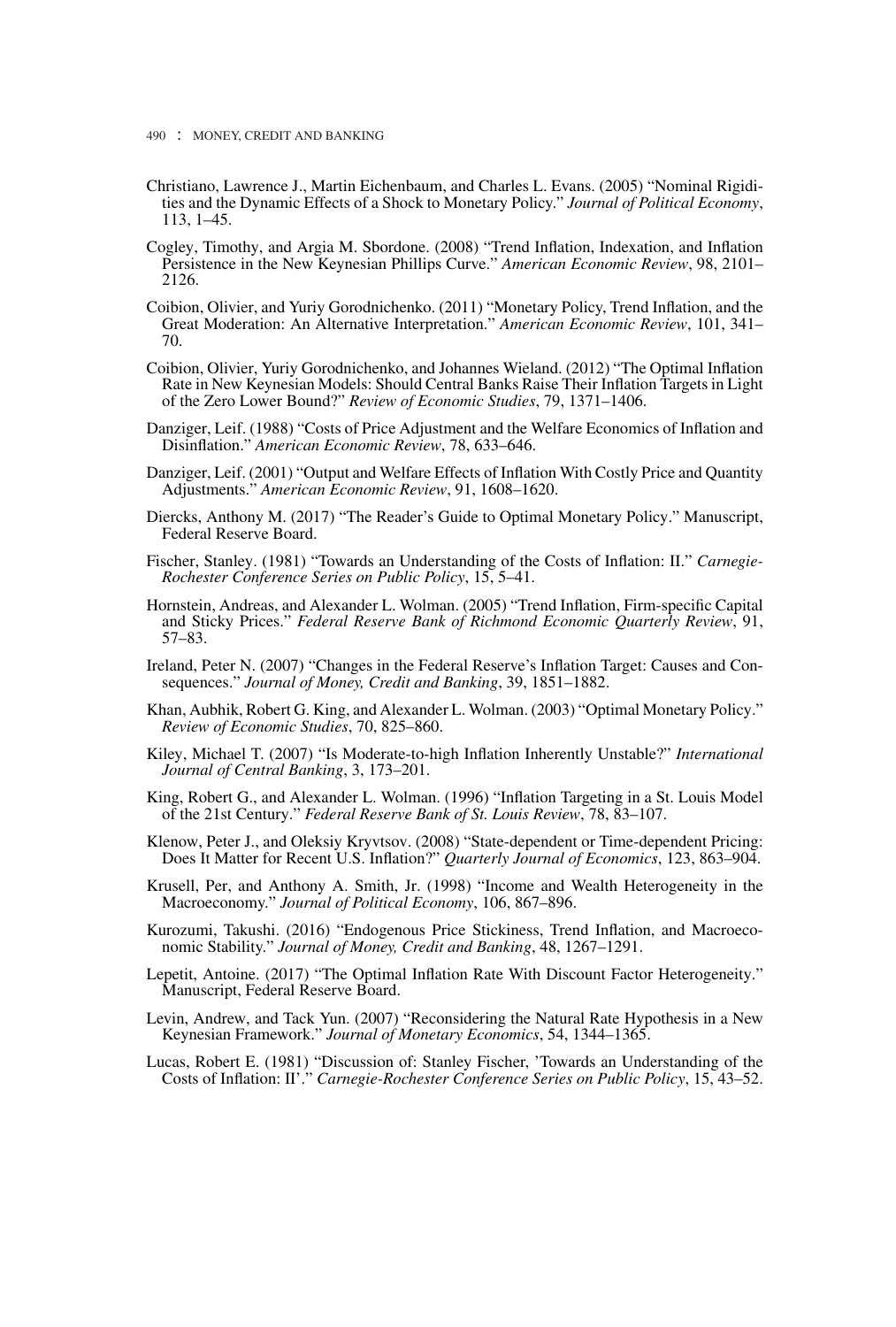Christiano, Lawrence J., Martin Eichenbaum, and Charles L. Evans. (2005) “Nominal Rigidities and the Dynamic Effects of a Shock to Monetary Policy.” *Journal of Political Economy*, 113, 1–45.

Cogley, Timothy, and Argia M. Sbordone. (2008) “Trend Inflation, Indexation, and Inflation Persistence in the New Keynesian Phillips Curve.” *American Economic Review*, 98, 2101–2126.

Coibion, Olivier, and Yuriy Gorodnichenko. (2011) “Monetary Policy, Trend Inflation, and the Great Moderation: An Alternative Interpretation.” *American Economic Review*, 101, 341–70.

Coibion, Olivier, Yuriy Gorodnichenko, and Johannes Wieland. (2012) “The Optimal Inflation Rate in New Keynesian Models: Should Central Banks Raise Their Inflation Targets in Light of the Zero Lower Bound?” *Review of Economic Studies*, 79, 1371–1406.

Danziger, Leif. (1988) “Costs of Price Adjustment and the Welfare Economics of Inflation and Disinflation.” *American Economic Review*, 78, 633–646.

Danziger, Leif. (2001) “Output and Welfare Effects of Inflation With Costly Price and Quantity Adjustments.” *American Economic Review*, 91, 1608–1620.

Diercks, Anthony M. (2017) “The Reader’s Guide to Optimal Monetary Policy.” Manuscript, Federal Reserve Board.

Fischer, Stanley. (1981) “Towards an Understanding of the Costs of Inflation: II.” *Carnegie-Rochester Conference Series on Public Policy*, 15, 5–41.

Hornstein, Andreas, and Alexander L. Wolman. (2005) “Trend Inflation, Firm-specific Capital and Sticky Prices.” *Federal Reserve Bank of Richmond Economic Quarterly Review*, 91, 57–83.

Ireland, Peter N. (2007) “Changes in the Federal Reserve’s Inflation Target: Causes and Consequences.” *Journal of Money, Credit and Banking*, 39, 1851–1882.

Khan, Aubhik, Robert G. King, and Alexander L. Wolman. (2003) “Optimal Monetary Policy.” *Review of Economic Studies*, 70, 825–860.

Kiley, Michael T. (2007) “Is Moderate-to-high Inflation Inherently Unstable?” *International Journal of Central Banking*, 3, 173–201.

King, Robert G., and Alexander L. Wolman. (1996) “Inflation Targeting in a St. Louis Model of the 21st Century.” *Federal Reserve Bank of St. Louis Review*, 78, 83–107.

Klenow, Peter J., and Oleksiy Kryvtsov. (2008) “State-dependent or Time-dependent Pricing: Does It Matter for Recent U.S. Inflation?” *Quarterly Journal of Economics*, 123, 863–904.

Krusell, Per, and Anthony A. Smith, Jr. (1998) “Income and Wealth Heterogeneity in the Macroeconomy.” *Journal of Political Economy*, 106, 867–896.

Kurozumi, Takushi. (2016) “Endogenous Price Stickiness, Trend Inflation, and Macroeconomic Stability.” *Journal of Money, Credit and Banking*, 48, 1267–1291.

Lepetit, Antoine. (2017) “The Optimal Inflation Rate With Discount Factor Heterogeneity.” Manuscript, Federal Reserve Board.

Levin, Andrew, and Tack Yun. (2007) “Reconsidering the Natural Rate Hypothesis in a New Keynesian Framework.” *Journal of Monetary Economics*, 54, 1344–1365.

Lucas, Robert E. (1981) “Discussion of: Stanley Fischer, ’Towards an Understanding of the Costs of Inflation: II’.” *Carnegie-Rochester Conference Series on Public Policy*, 15, 43–52.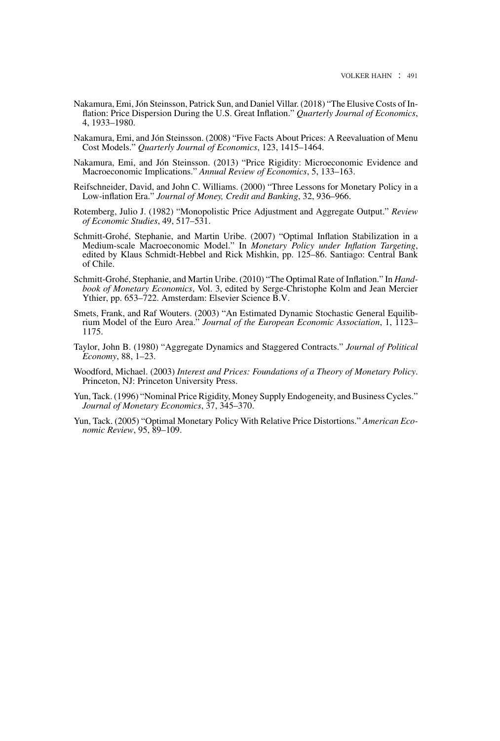Nakamura, Emi, Jón Steinsson, Patrick Sun, and Daniel Villar. (2018) "The Elusive Costs of Inflation: Price Dispersion During the U.S. Great Inflation." *Quarterly Journal of Economics*, 4, 1933–1980.

Nakamura, Emi, and Jón Steinsson. (2008) "Five Facts About Prices: A Reevaluation of Menu Cost Models." *Quarterly Journal of Economics*, 123, 1415–1464.

Nakamura, Emi, and Jón Steinsson. (2013) "Price Rigidity: Microeconomic Evidence and Macroeconomic Implications." *Annual Review of Economics*, 5, 133–163.

Reifschneider, David, and John C. Williams. (2000) "Three Lessons for Monetary Policy in a Low-inflation Era." *Journal of Money, Credit and Banking*, 32, 936–966.

Rotemberg, Julio J. (1982) "Monopolistic Price Adjustment and Aggregate Output." *Review of Economic Studies*, 49, 517–531.

Schmitt-Grohé, Stephanie, and Martin Uribe. (2007) "Optimal Inflation Stabilization in a Medium-scale Macroeconomic Model." In *Monetary Policy under Inflation Targeting*, edited by Klaus Schmidt-Hebbel and Rick Mishkin, pp. 125–86. Santiago: Central Bank of Chile.

Schmitt-Grohé, Stephanie, and Martin Uribe. (2010) "The Optimal Rate of Inflation." In *Handbook of Monetary Economics*, Vol. 3, edited by Serge-Christophe Kolm and Jean Mercier Ythier, pp. 653–722. Amsterdam: Elsevier Science B.V.

Smets, Frank, and Raf Wouters. (2003) "An Estimated Dynamic Stochastic General Equilibrium Model of the Euro Area." *Journal of the European Economic Association*, 1, 1123–1175.

Taylor, John B. (1980) "Aggregate Dynamics and Staggered Contracts." *Journal of Political Economy*, 88, 1–23.

Woodford, Michael. (2003) *Interest and Prices: Foundations of a Theory of Monetary Policy*. Princeton, NJ: Princeton University Press.

Yun, Tack. (1996) "Nominal Price Rigidity, Money Supply Endogeneity, and Business Cycles." *Journal of Monetary Economics*, 37, 345–370.

Yun, Tack. (2005) "Optimal Monetary Policy With Relative Price Distortions." *American Economic Review*, 95, 89–109.